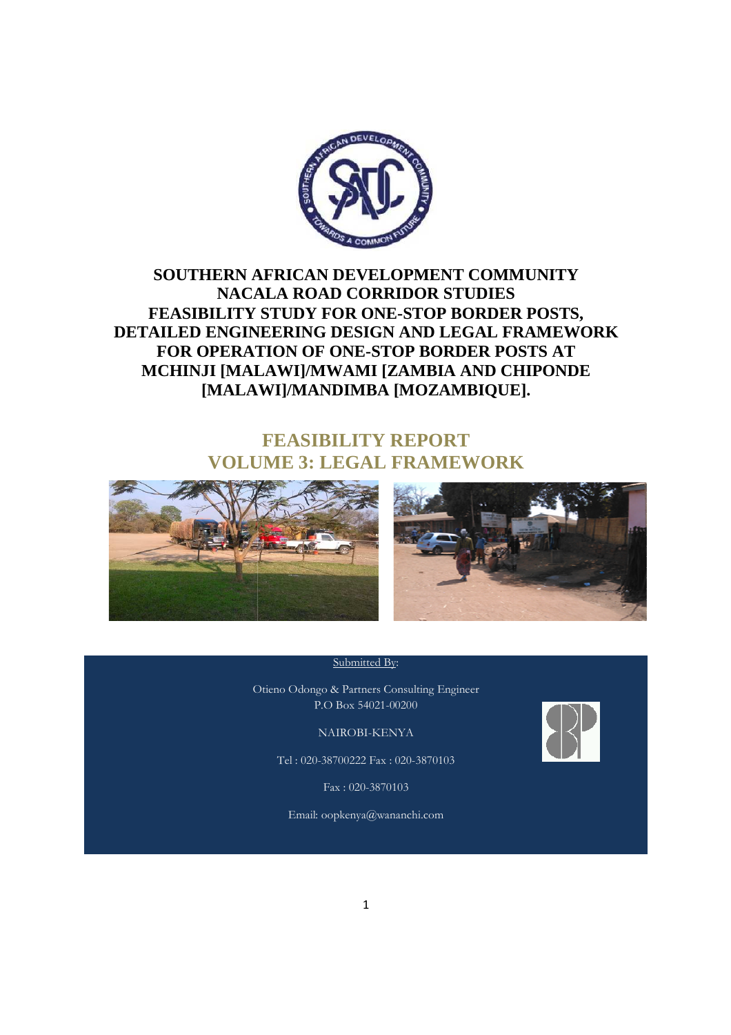# SOUTHERN AFRICAN DEVELOPMENT COMMUNITY
# NACALA ROAD CORRIDOR STUDIES
# FEASIBILITY STUDY FOR ONE-STOP BORDER POSTS, DETAILED ENGINEERING DESIGN AND LEGAL FRAMEWORK FOR OPERATION OF ONE-STOP BORDER POSTS AT MCHINJI [MALAWI]/MWAMI [ZAMBIA AND CHIPONDE [MALAWI]/MANDIMBA [MOZAMBIQUE].

## FEASIBILITY REPORT
## VOLUME 3: LEGAL FRAMEWORK

Submitted By:

Otieno Odongo & Partners Consulting Engineer
P.O Box 54021-00200

NAIROBI-KENYA

Tel : 020-38700222 Fax : 020-3870103

Fax : 020-3870103

Email: oopkenya@wananchi.com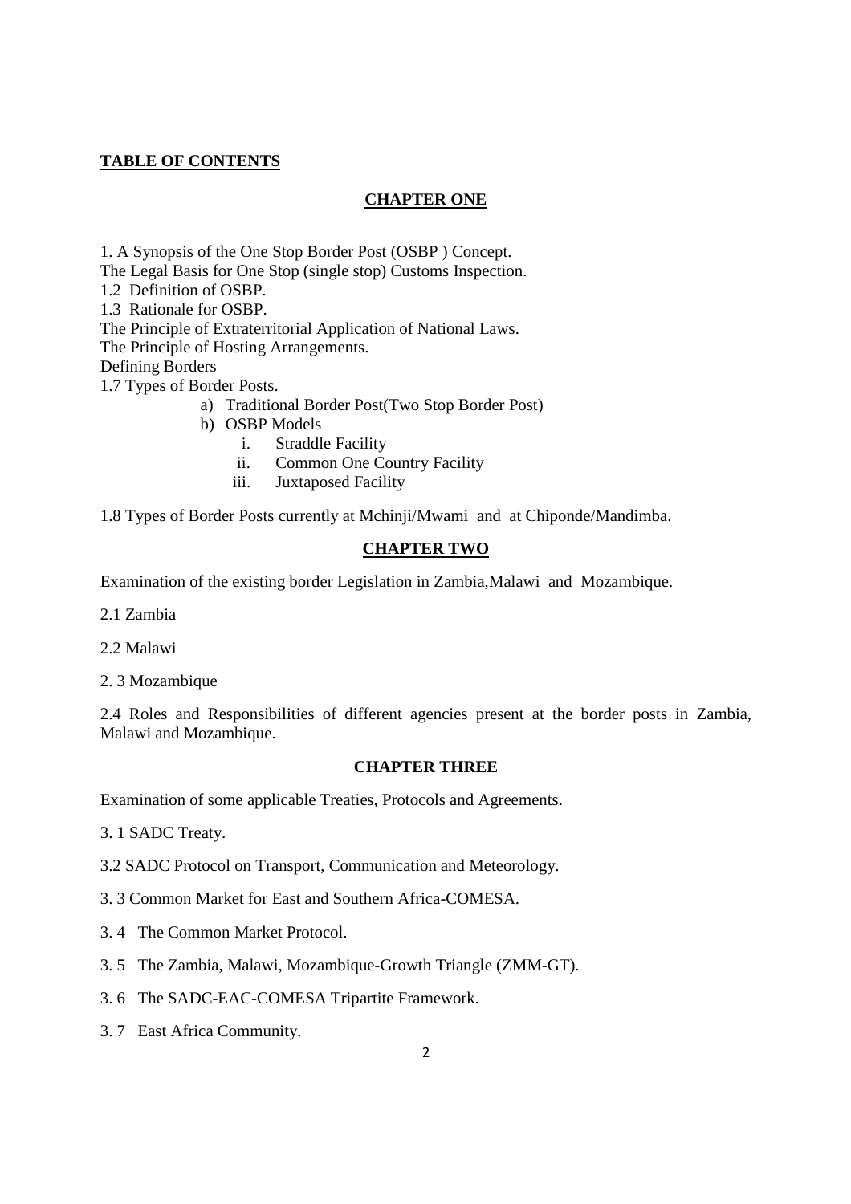**TABLE OF CONTENTS**

## CHAPTER ONE

1. A Synopsis of the One Stop Border Post (OSBP ) Concept.

The Legal Basis for One Stop (single stop) Customs Inspection.

1.2 Definition of OSBP.

1.3 Rationale for OSBP.

The Principle of Extraterritorial Application of National Laws.

The Principle of Hosting Arrangements.

Defining Borders

1.7 Types of Border Posts.

- a) Traditional Border Post(Two Stop Border Post)
- b) OSBP Models
    - i. Straddle Facility
    - ii. Common One Country Facility
    - iii. Juxtaposed Facility

1.8 Types of Border Posts currently at Mchinji/Mwami and at Chiponde/Mandimba.

## CHAPTER TWO

Examination of the existing border Legislation in Zambia,Malawi and Mozambique.

2.1 Zambia

2.2 Malawi

2. 3 Mozambique

2.4 Roles and Responsibilities of different agencies present at the border posts in Zambia, Malawi and Mozambique.

## CHAPTER THREE

Examination of some applicable Treaties, Protocols and Agreements.

3. 1 SADC Treaty.

3.2 SADC Protocol on Transport, Communication and Meteorology.

3. 3 Common Market for East and Southern Africa-COMESA.

3. 4 The Common Market Protocol.

3. 5 The Zambia, Malawi, Mozambique-Growth Triangle (ZMM-GT).

3. 6 The SADC-EAC-COMESA Tripartite Framework.

3. 7 East Africa Community.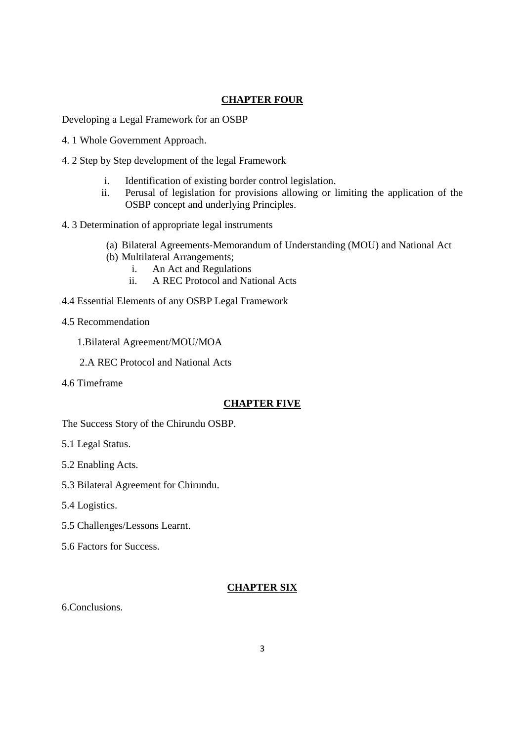## CHAPTER FOUR

Developing a Legal Framework for an OSBP

4. 1 Whole Government Approach.

4. 2 Step by Step development of the legal Framework

i. Identification of existing border control legislation.
ii. Perusal of legislation for provisions allowing or limiting the application of the OSBP concept and underlying Principles.

4. 3 Determination of appropriate legal instruments

(a) Bilateral Agreements-Memorandum of Understanding (MOU) and National Act
(b) Multilateral Arrangements;
   i. An Act and Regulations
   ii. A REC Protocol and National Acts

4.4 Essential Elements of any OSBP Legal Framework

4.5 Recommendation

1.Bilateral Agreement/MOU/MOA

2.A REC Protocol and National Acts

4.6 Timeframe

## CHAPTER FIVE

The Success Story of the Chirundu OSBP.

5.1 Legal Status.

5.2 Enabling Acts.

5.3 Bilateral Agreement for Chirundu.

5.4 Logistics.

5.5 Challenges/Lessons Learnt.

5.6 Factors for Success.

## CHAPTER SIX

6.Conclusions.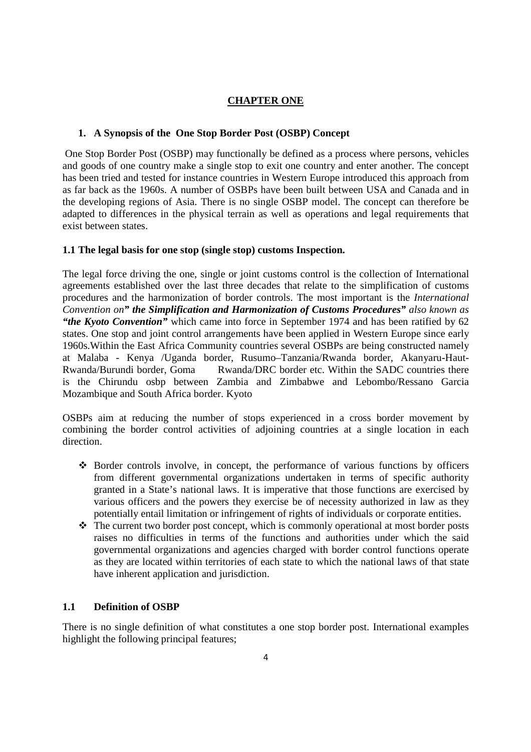## CHAPTER ONE

### 1. A Synopsis of the One Stop Border Post (OSBP) Concept

One Stop Border Post (OSBP) may functionally be defined as a process where persons, vehicles and goods of one country make a single stop to exit one country and enter another. The concept has been tried and tested for instance countries in Western Europe introduced this approach from as far back as the 1960s. A number of OSBPs have been built between USA and Canada and in the developing regions of Asia. There is no single OSBP model. The concept can therefore be adapted to differences in the physical terrain as well as operations and legal requirements that exist between states.

### 1.1 The legal basis for one stop (single stop) customs Inspection.

The legal force driving the one, single or joint customs control is the collection of International agreements established over the last three decades that relate to the simplification of customs procedures and the harmonization of border controls. The most important is the *International Convention on**" the Simplification and Harmonization of Customs Procedures"*** *also known as* ***"the Kyoto Convention"*** which came into force in September 1974 and has been ratified by 62 states. One stop and joint control arrangements have been applied in Western Europe since early 1960s.Within the East Africa Community countries several OSBPs are being constructed namely at Malaba - Kenya /Uganda border, Rusumo–Tanzania/Rwanda border, Akanyaru-Haut-Rwanda/Burundi border, Goma Rwanda/DRC border etc. Within the SADC countries there is the Chirundu osbp between Zambia and Zimbabwe and Lebombo/Ressano Garcia Mozambique and South Africa border. Kyoto

OSBPs aim at reducing the number of stops experienced in a cross border movement by combining the border control activities of adjoining countries at a single location in each direction.

- Border controls involve, in concept, the performance of various functions by officers from different governmental organizations undertaken in terms of specific authority granted in a State's national laws. It is imperative that those functions are exercised by various officers and the powers they exercise be of necessity authorized in law as they potentially entail limitation or infringement of rights of individuals or corporate entities.
- The current two border post concept, which is commonly operational at most border posts raises no difficulties in terms of the functions and authorities under which the said governmental organizations and agencies charged with border control functions operate as they are located within territories of each state to which the national laws of that state have inherent application and jurisdiction.

### 1.1 Definition of OSBP

There is no single definition of what constitutes a one stop border post. International examples highlight the following principal features;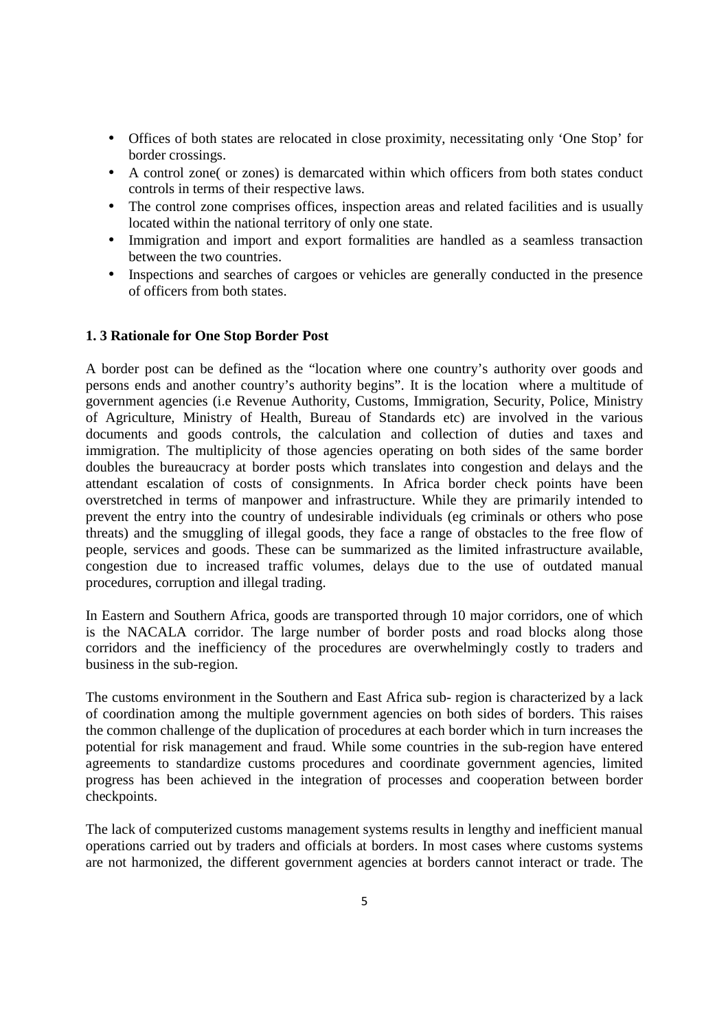- Offices of both states are relocated in close proximity, necessitating only 'One Stop' for border crossings.
- A control zone( or zones) is demarcated within which officers from both states conduct controls in terms of their respective laws.
- The control zone comprises offices, inspection areas and related facilities and is usually located within the national territory of only one state.
- Immigration and import and export formalities are handled as a seamless transaction between the two countries.
- Inspections and searches of cargoes or vehicles are generally conducted in the presence of officers from both states.

### 1. 3 Rationale for One Stop Border Post

A border post can be defined as the "location where one country's authority over goods and persons ends and another country's authority begins". It is the location where a multitude of government agencies (i.e Revenue Authority, Customs, Immigration, Security, Police, Ministry of Agriculture, Ministry of Health, Bureau of Standards etc) are involved in the various documents and goods controls, the calculation and collection of duties and taxes and immigration. The multiplicity of those agencies operating on both sides of the same border doubles the bureaucracy at border posts which translates into congestion and delays and the attendant escalation of costs of consignments. In Africa border check points have been overstretched in terms of manpower and infrastructure. While they are primarily intended to prevent the entry into the country of undesirable individuals (eg criminals or others who pose threats) and the smuggling of illegal goods, they face a range of obstacles to the free flow of people, services and goods. These can be summarized as the limited infrastructure available, congestion due to increased traffic volumes, delays due to the use of outdated manual procedures, corruption and illegal trading.

In Eastern and Southern Africa, goods are transported through 10 major corridors, one of which is the NACALA corridor. The large number of border posts and road blocks along those corridors and the inefficiency of the procedures are overwhelmingly costly to traders and business in the sub-region.

The customs environment in the Southern and East Africa sub- region is characterized by a lack of coordination among the multiple government agencies on both sides of borders. This raises the common challenge of the duplication of procedures at each border which in turn increases the potential for risk management and fraud. While some countries in the sub-region have entered agreements to standardize customs procedures and coordinate government agencies, limited progress has been achieved in the integration of processes and cooperation between border checkpoints.

The lack of computerized customs management systems results in lengthy and inefficient manual operations carried out by traders and officials at borders. In most cases where customs systems are not harmonized, the different government agencies at borders cannot interact or trade. The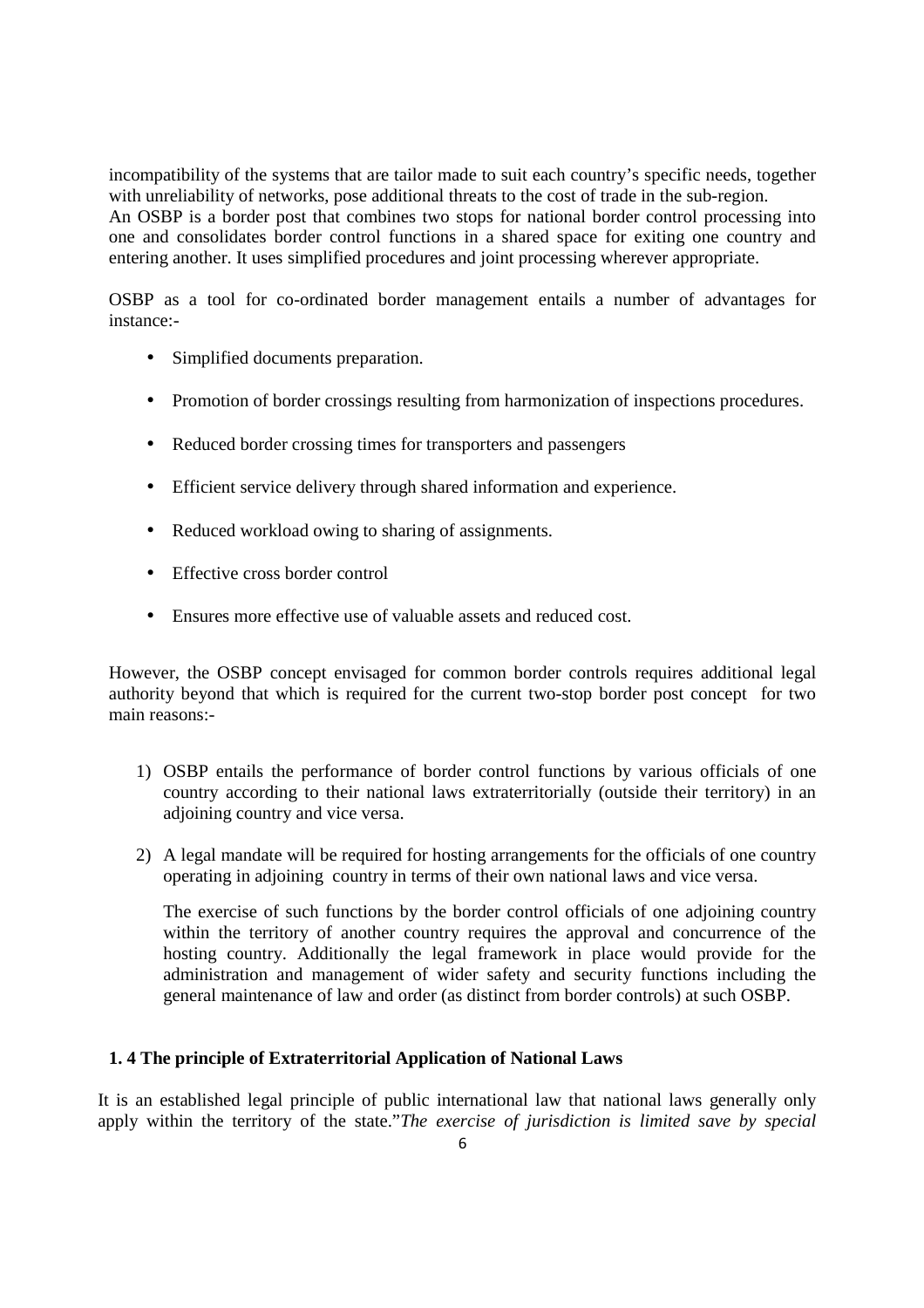incompatibility of the systems that are tailor made to suit each country's specific needs, together with unreliability of networks, pose additional threats to the cost of trade in the sub-region.
An OSBP is a border post that combines two stops for national border control processing into one and consolidates border control functions in a shared space for exiting one country and entering another. It uses simplified procedures and joint processing wherever appropriate.

OSBP as a tool for co-ordinated border management entails a number of advantages for instance:-

- Simplified documents preparation.
- Promotion of border crossings resulting from harmonization of inspections procedures.
- Reduced border crossing times for transporters and passengers
- Efficient service delivery through shared information and experience.
- Reduced workload owing to sharing of assignments.
- Effective cross border control
- Ensures more effective use of valuable assets and reduced cost.

However, the OSBP concept envisaged for common border controls requires additional legal authority beyond that which is required for the current two-stop border post concept for two main reasons:-

1) OSBP entails the performance of border control functions by various officials of one country according to their national laws extraterritorially (outside their territory) in an adjoining country and vice versa.
2) A legal mandate will be required for hosting arrangements for the officials of one country operating in adjoining country in terms of their own national laws and vice versa.

   The exercise of such functions by the border control officials of one adjoining country within the territory of another country requires the approval and concurrence of the hosting country. Additionally the legal framework in place would provide for the administration and management of wider safety and security functions including the general maintenance of law and order (as distinct from border controls) at such OSBP.

### 1. 4 The principle of Extraterritorial Application of National Laws

It is an established legal principle of public international law that national laws generally only apply within the territory of the state."*The exercise of jurisdiction is limited save by special*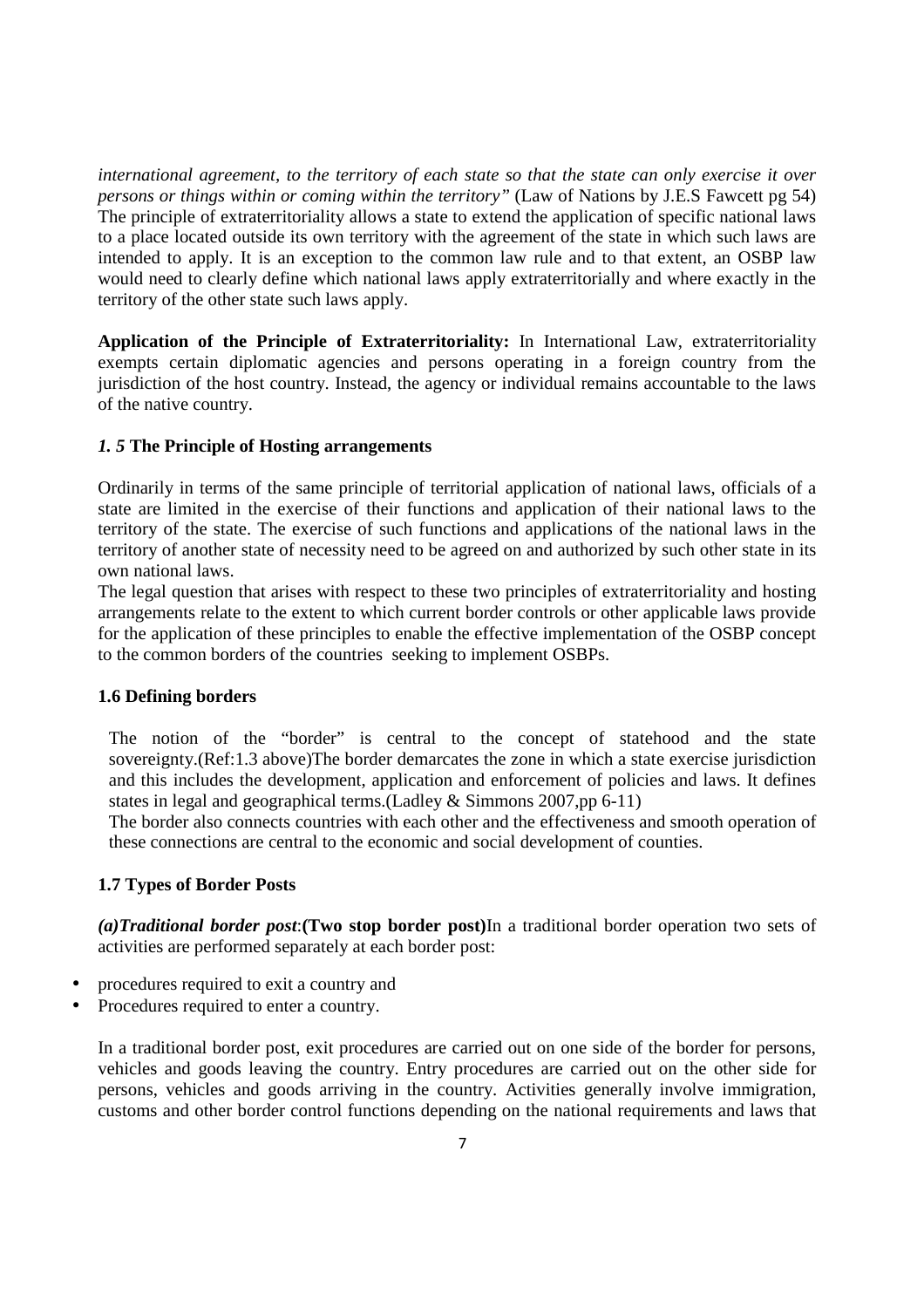*international agreement, to the territory of each state so that the state can only exercise it over persons or things within or coming within the territory"* (Law of Nations by J.E.S Fawcett pg 54) The principle of extraterritoriality allows a state to extend the application of specific national laws to a place located outside its own territory with the agreement of the state in which such laws are intended to apply. It is an exception to the common law rule and to that extent, an OSBP law would need to clearly define which national laws apply extraterritorially and where exactly in the territory of the other state such laws apply.

**Application of the Principle of Extraterritoriality:** In International Law, extraterritoriality exempts certain diplomatic agencies and persons operating in a foreign country from the jurisdiction of the host country. Instead, the agency or individual remains accountable to the laws of the native country.

### *1. 5* The Principle of Hosting arrangements

Ordinarily in terms of the same principle of territorial application of national laws, officials of a state are limited in the exercise of their functions and application of their national laws to the territory of the state. The exercise of such functions and applications of the national laws in the territory of another state of necessity need to be agreed on and authorized by such other state in its own national laws.

The legal question that arises with respect to these two principles of extraterritoriality and hosting arrangements relate to the extent to which current border controls or other applicable laws provide for the application of these principles to enable the effective implementation of the OSBP concept to the common borders of the countries seeking to implement OSBPs.

### 1.6 Defining borders

The notion of the "border" is central to the concept of statehood and the state sovereignty.(Ref:1.3 above)The border demarcates the zone in which a state exercise jurisdiction and this includes the development, application and enforcement of policies and laws. It defines states in legal and geographical terms.(Ladley & Simmons 2007,pp 6-11)

The border also connects countries with each other and the effectiveness and smooth operation of these connections are central to the economic and social development of counties.

### 1.7 Types of Border Posts

***(a)Traditional border post*:(Two stop border post)**In a traditional border operation two sets of activities are performed separately at each border post:

- procedures required to exit a country and
- Procedures required to enter a country.

In a traditional border post, exit procedures are carried out on one side of the border for persons, vehicles and goods leaving the country. Entry procedures are carried out on the other side for persons, vehicles and goods arriving in the country. Activities generally involve immigration, customs and other border control functions depending on the national requirements and laws that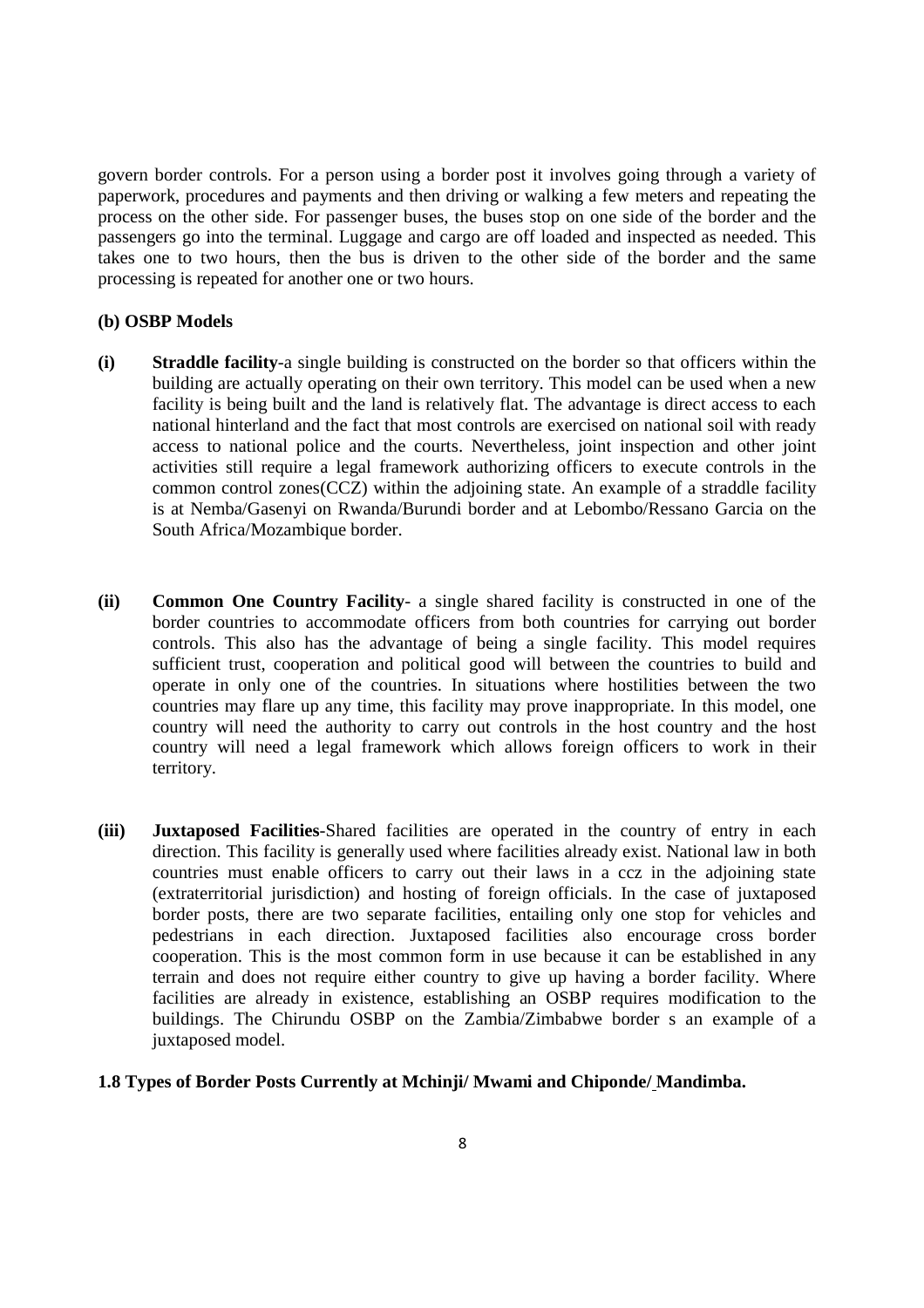govern border controls. For a person using a border post it involves going through a variety of paperwork, procedures and payments and then driving or walking a few meters and repeating the process on the other side. For passenger buses, the buses stop on one side of the border and the passengers go into the terminal. Luggage and cargo are off loaded and inspected as needed. This takes one to two hours, then the bus is driven to the other side of the border and the same processing is repeated for another one or two hours.

**(b) OSBP Models**

**(i) Straddle facility**-a single building is constructed on the border so that officers within the building are actually operating on their own territory. This model can be used when a new facility is being built and the land is relatively flat. The advantage is direct access to each national hinterland and the fact that most controls are exercised on national soil with ready access to national police and the courts. Nevertheless, joint inspection and other joint activities still require a legal framework authorizing officers to execute controls in the common control zones(CCZ) within the adjoining state. An example of a straddle facility is at Nemba/Gasenyi on Rwanda/Burundi border and at Lebombo/Ressano Garcia on the South Africa/Mozambique border.

**(ii) Common One Country Facility**- a single shared facility is constructed in one of the border countries to accommodate officers from both countries for carrying out border controls. This also has the advantage of being a single facility. This model requires sufficient trust, cooperation and political good will between the countries to build and operate in only one of the countries. In situations where hostilities between the two countries may flare up any time, this facility may prove inappropriate. In this model, one country will need the authority to carry out controls in the host country and the host country will need a legal framework which allows foreign officers to work in their territory.

**(iii) Juxtaposed Facilities**-Shared facilities are operated in the country of entry in each direction. This facility is generally used where facilities already exist. National law in both countries must enable officers to carry out their laws in a ccz in the adjoining state (extraterritorial jurisdiction) and hosting of foreign officials. In the case of juxtaposed border posts, there are two separate facilities, entailing only one stop for vehicles and pedestrians in each direction. Juxtaposed facilities also encourage cross border cooperation. This is the most common form in use because it can be established in any terrain and does not require either country to give up having a border facility. Where facilities are already in existence, establishing an OSBP requires modification to the buildings. The Chirundu OSBP on the Zambia/Zimbabwe border s an example of a juxtaposed model.

**1.8 Types of Border Posts Currently at Mchinji/ Mwami and Chiponde/ Mandimba.**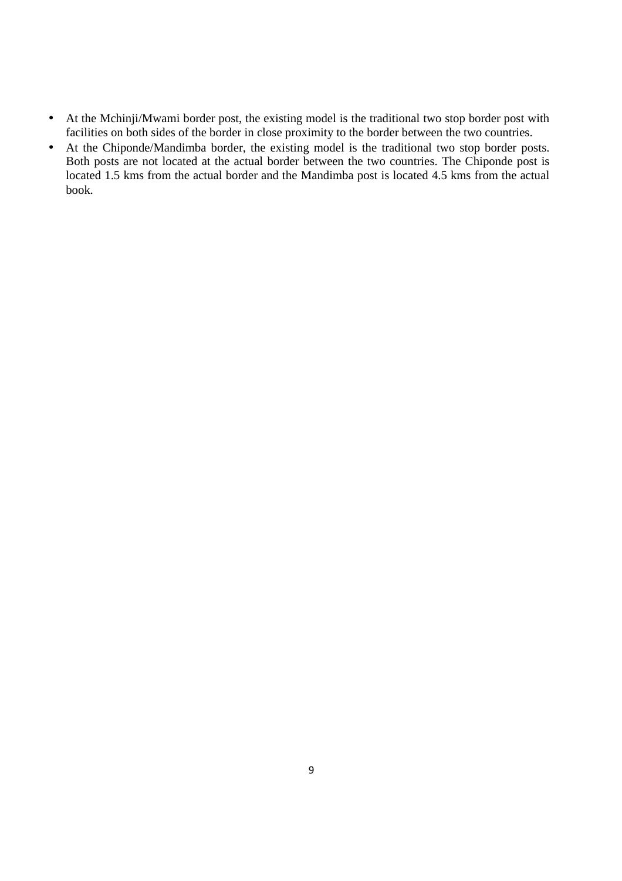- At the Mchinji/Mwami border post, the existing model is the traditional two stop border post with facilities on both sides of the border in close proximity to the border between the two countries.
- At the Chiponde/Mandimba border, the existing model is the traditional two stop border posts. Both posts are not located at the actual border between the two countries. The Chiponde post is located 1.5 kms from the actual border and the Mandimba post is located 4.5 kms from the actual book.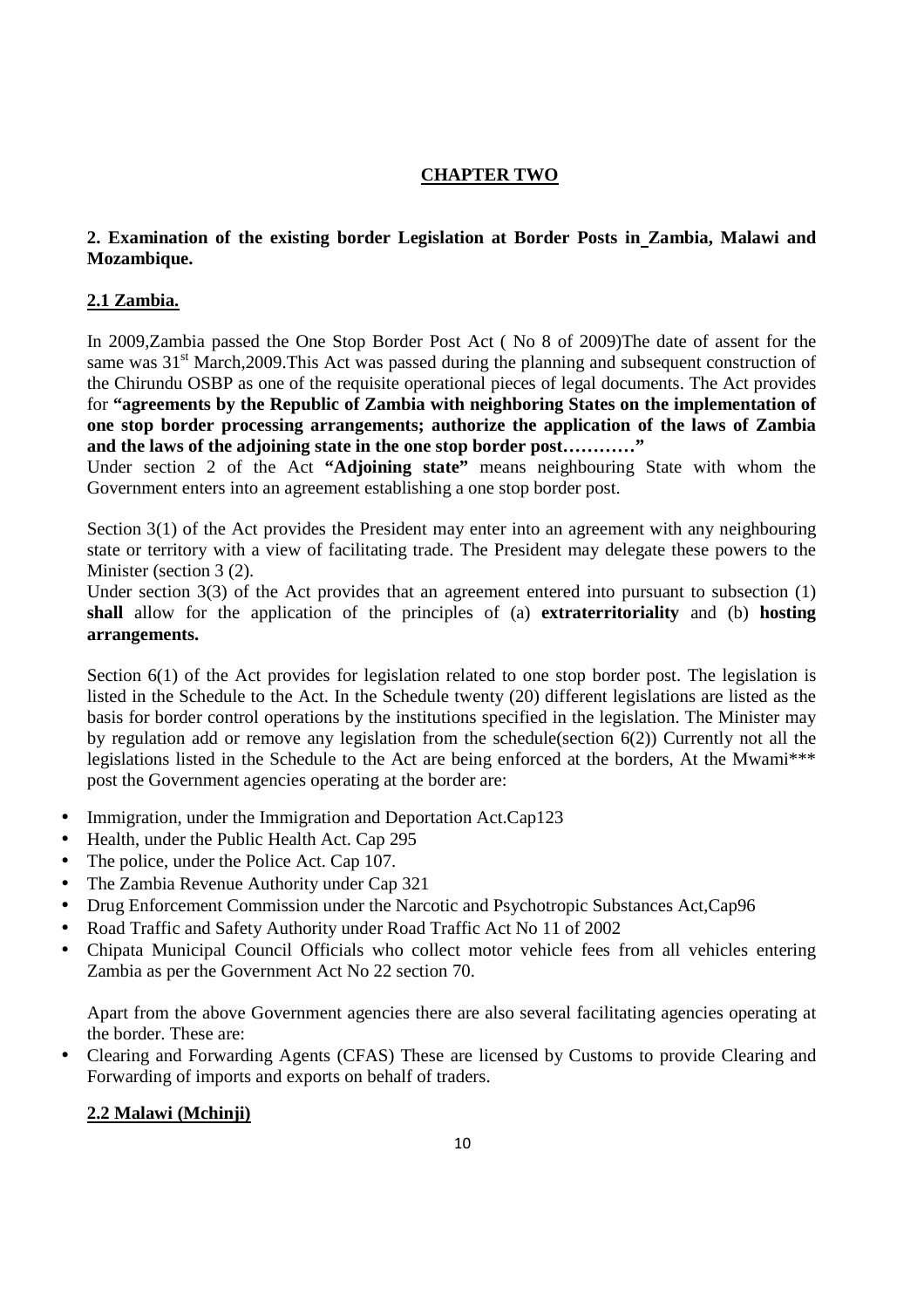# CHAPTER TWO

## 2. Examination of the existing border Legislation at Border Posts in Zambia, Malawi and Mozambique.

### 2.1 Zambia.

In 2009,Zambia passed the One Stop Border Post Act ( No 8 of 2009)The date of assent for the same was 31st March,2009.This Act was passed during the planning and subsequent construction of the Chirundu OSBP as one of the requisite operational pieces of legal documents. The Act provides for **"agreements by the Republic of Zambia with neighboring States on the implementation of one stop border processing arrangements; authorize the application of the laws of Zambia and the laws of the adjoining state in the one stop border post…………"**

Under section 2 of the Act **"Adjoining state"** means neighbouring State with whom the Government enters into an agreement establishing a one stop border post.

Section 3(1) of the Act provides the President may enter into an agreement with any neighbouring state or territory with a view of facilitating trade. The President may delegate these powers to the Minister (section 3 (2).

Under section 3(3) of the Act provides that an agreement entered into pursuant to subsection (1) **shall** allow for the application of the principles of (a) **extraterritoriality** and (b) **hosting arrangements.**

Section 6(1) of the Act provides for legislation related to one stop border post. The legislation is listed in the Schedule to the Act. In the Schedule twenty (20) different legislations are listed as the basis for border control operations by the institutions specified in the legislation. The Minister may by regulation add or remove any legislation from the schedule(section 6(2)) Currently not all the legislations listed in the Schedule to the Act are being enforced at the borders, At the Mwami*** post the Government agencies operating at the border are:

- Immigration, under the Immigration and Deportation Act.Cap123
- Health, under the Public Health Act. Cap 295
- The police, under the Police Act. Cap 107.
- The Zambia Revenue Authority under Cap 321
- Drug Enforcement Commission under the Narcotic and Psychotropic Substances Act,Cap96
- Road Traffic and Safety Authority under Road Traffic Act No 11 of 2002
- Chipata Municipal Council Officials who collect motor vehicle fees from all vehicles entering Zambia as per the Government Act No 22 section 70.

Apart from the above Government agencies there are also several facilitating agencies operating at the border. These are:

- Clearing and Forwarding Agents (CFAS) These are licensed by Customs to provide Clearing and Forwarding of imports and exports on behalf of traders.

### 2.2 Malawi (Mchinji)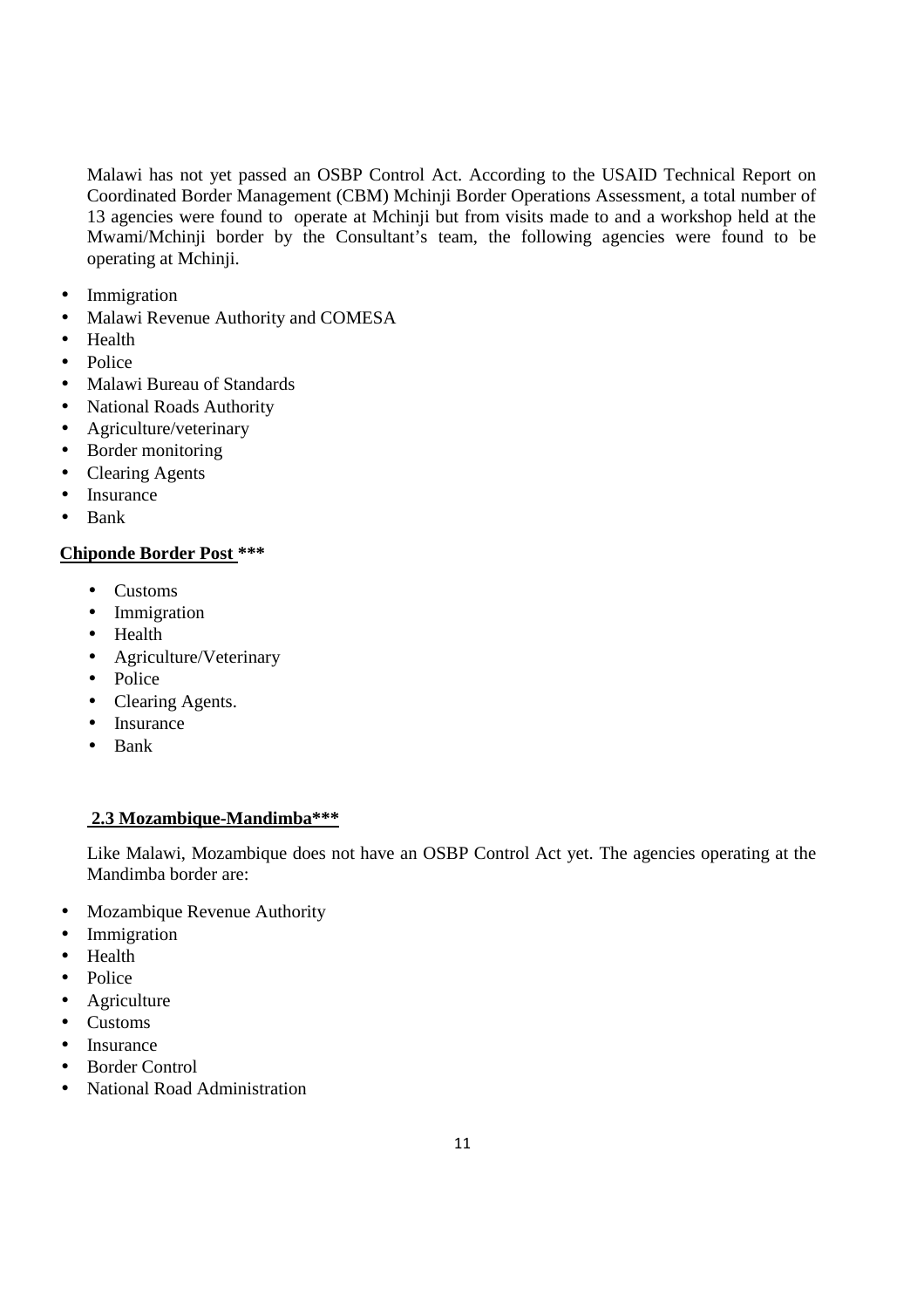Malawi has not yet passed an OSBP Control Act. According to the USAID Technical Report on Coordinated Border Management (CBM) Mchinji Border Operations Assessment, a total number of 13 agencies were found to operate at Mchinji but from visits made to and a workshop held at the Mwami/Mchinji border by the Consultant's team, the following agencies were found to be operating at Mchinji.

- Immigration
- Malawi Revenue Authority and COMESA
- Health
- Police
- Malawi Bureau of Standards
- National Roads Authority
- Agriculture/veterinary
- Border monitoring
- Clearing Agents
- Insurance
- Bank

**Chiponde Border Post ***

- Customs
- Immigration
- Health
- Agriculture/Veterinary
- Police
- Clearing Agents.
- Insurance
- Bank

### 2.3 Mozambique-Mandimba***

Like Malawi, Mozambique does not have an OSBP Control Act yet. The agencies operating at the Mandimba border are:

- Mozambique Revenue Authority
- Immigration
- Health
- Police
- Agriculture
- Customs
- Insurance
- Border Control
- National Road Administration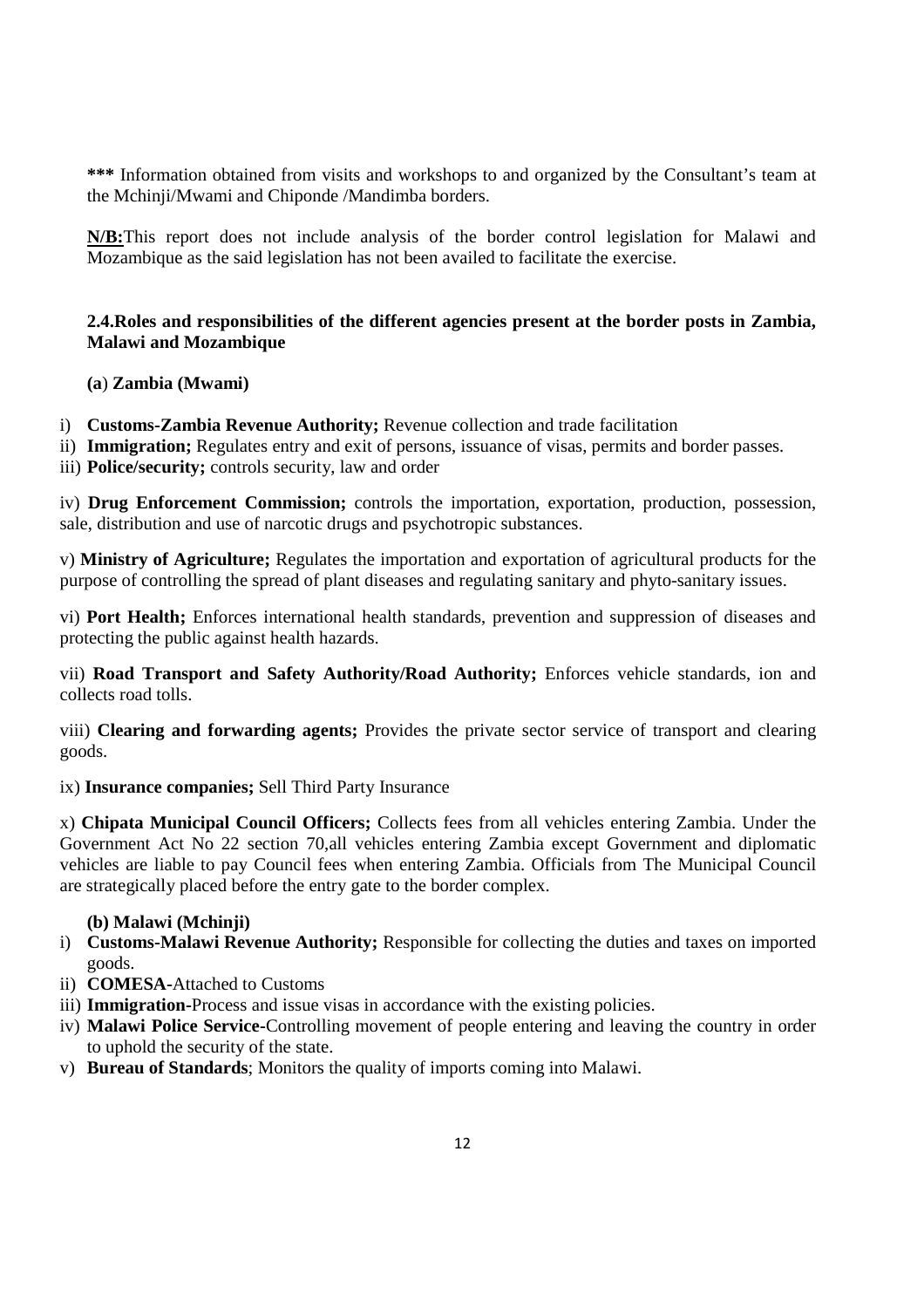**\*\*\*** Information obtained from visits and workshops to and organized by the Consultant's team at the Mchinji/Mwami and Chiponde /Mandimba borders.

**N/B:**This report does not include analysis of the border control legislation for Malawi and Mozambique as the said legislation has not been availed to facilitate the exercise.

### 2.4.Roles and responsibilities of the different agencies present at the border posts in Zambia, Malawi and Mozambique

**(a) Zambia (Mwami)**

i) **Customs-Zambia Revenue Authority;** Revenue collection and trade facilitation

ii) **Immigration;** Regulates entry and exit of persons, issuance of visas, permits and border passes.

iii) **Police/security;** controls security, law and order

iv) **Drug Enforcement Commission;** controls the importation, exportation, production, possession, sale, distribution and use of narcotic drugs and psychotropic substances.

v) **Ministry of Agriculture;** Regulates the importation and exportation of agricultural products for the purpose of controlling the spread of plant diseases and regulating sanitary and phyto-sanitary issues.

vi) **Port Health;** Enforces international health standards, prevention and suppression of diseases and protecting the public against health hazards.

vii) **Road Transport and Safety Authority/Road Authority;** Enforces vehicle standards, ion and collects road tolls.

viii) **Clearing and forwarding agents;** Provides the private sector service of transport and clearing goods.

ix) **Insurance companies;** Sell Third Party Insurance

x) **Chipata Municipal Council Officers;** Collects fees from all vehicles entering Zambia. Under the Government Act No 22 section 70,all vehicles entering Zambia except Government and diplomatic vehicles are liable to pay Council fees when entering Zambia. Officials from The Municipal Council are strategically placed before the entry gate to the border complex.

**(b) Malawi (Mchinji)**

i) **Customs-Malawi Revenue Authority;** Responsible for collecting the duties and taxes on imported goods.

ii) **COMESA**-Attached to Customs

iii) **Immigration**-Process and issue visas in accordance with the existing policies.

iv) **Malawi Police Service**-Controlling movement of people entering and leaving the country in order to uphold the security of the state.

v) **Bureau of Standards**; Monitors the quality of imports coming into Malawi.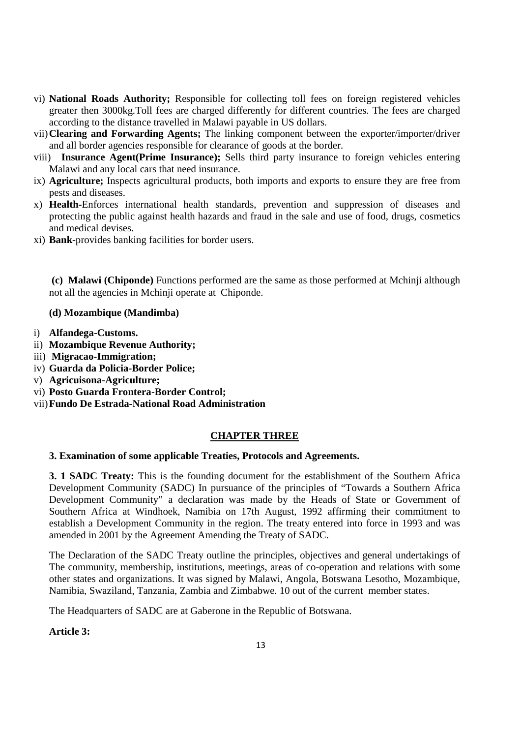vi) **National Roads Authority;** Responsible for collecting toll fees on foreign registered vehicles greater then 3000kg.Toll fees are charged differently for different countries. The fees are charged according to the distance travelled in Malawi payable in US dollars.

vii) **Clearing and Forwarding Agents;** The linking component between the exporter/importer/driver and all border agencies responsible for clearance of goods at the border.

viii) **Insurance Agent(Prime Insurance);** Sells third party insurance to foreign vehicles entering Malawi and any local cars that need insurance.

ix) **Agriculture;** Inspects agricultural products, both imports and exports to ensure they are free from pests and diseases.

x) **Health-**Enforces international health standards, prevention and suppression of diseases and protecting the public against health hazards and fraud in the sale and use of food, drugs, cosmetics and medical devises.

xi) **Bank-**provides banking facilities for border users.

**(c) Malawi (Chiponde)** Functions performed are the same as those performed at Mchinji although not all the agencies in Mchinji operate at Chiponde.

**(d) Mozambique (Mandimba)**

i) **Alfandega-Customs.**
ii) **Mozambique Revenue Authority;**
iii) **Migracao-Immigration;**
iv) **Guarda da Policia-Border Police;**
v) **Agricuisona-Agriculture;**
vi) **Posto Guarda Frontera-Border Control;**
vii) **Fundo De Estrada-National Road Administration**

## CHAPTER THREE

### 3. Examination of some applicable Treaties, Protocols and Agreements.

**3. 1 SADC Treaty:** This is the founding document for the establishment of the Southern Africa Development Community (SADC) In pursuance of the principles of "Towards a Southern Africa Development Community" a declaration was made by the Heads of State or Government of Southern Africa at Windhoek, Namibia on 17th August, 1992 affirming their commitment to establish a Development Community in the region. The treaty entered into force in 1993 and was amended in 2001 by the Agreement Amending the Treaty of SADC.

The Declaration of the SADC Treaty outline the principles, objectives and general undertakings of The community, membership, institutions, meetings, areas of co-operation and relations with some other states and organizations. It was signed by Malawi, Angola, Botswana Lesotho, Mozambique, Namibia, Swaziland, Tanzania, Zambia and Zimbabwe. 10 out of the current member states.

The Headquarters of SADC are at Gaberone in the Republic of Botswana.

**Article 3:**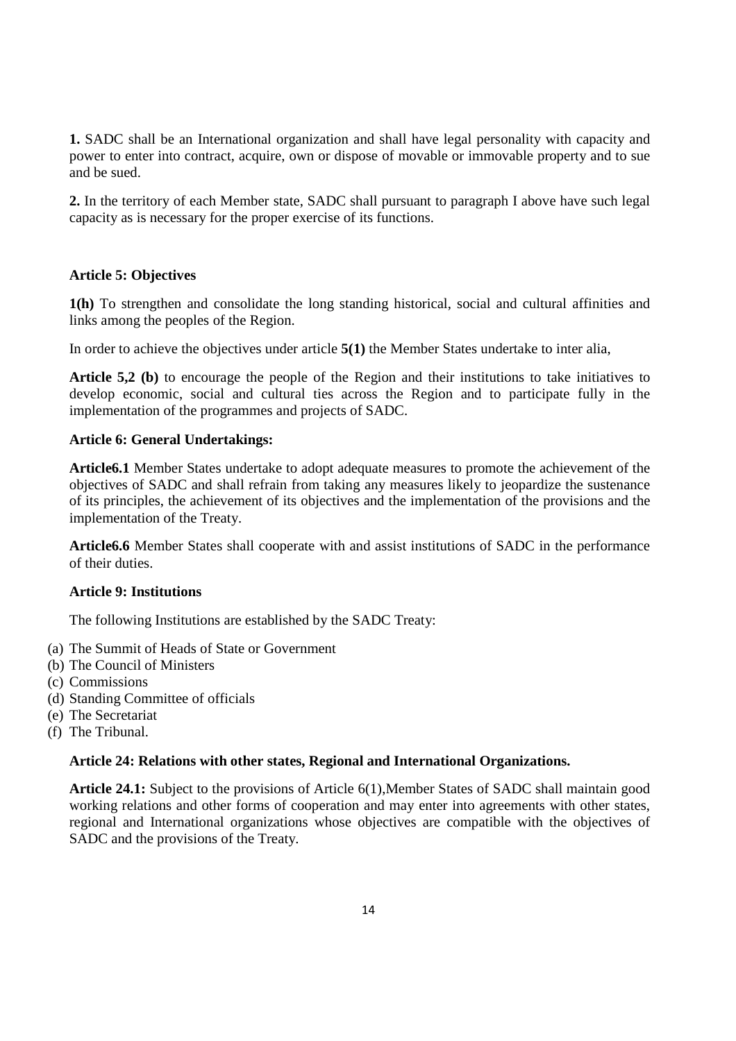**1.** SADC shall be an International organization and shall have legal personality with capacity and power to enter into contract, acquire, own or dispose of movable or immovable property and to sue and be sued.

**2.** In the territory of each Member state, SADC shall pursuant to paragraph I above have such legal capacity as is necessary for the proper exercise of its functions.

**Article 5: Objectives**

**1(h)** To strengthen and consolidate the long standing historical, social and cultural affinities and links among the peoples of the Region.

In order to achieve the objectives under article **5(1)** the Member States undertake to inter alia,

**Article 5,2 (b)** to encourage the people of the Region and their institutions to take initiatives to develop economic, social and cultural ties across the Region and to participate fully in the implementation of the programmes and projects of SADC.

**Article 6: General Undertakings:**

**Article6.1** Member States undertake to adopt adequate measures to promote the achievement of the objectives of SADC and shall refrain from taking any measures likely to jeopardize the sustenance of its principles, the achievement of its objectives and the implementation of the provisions and the implementation of the Treaty.

**Article6.6** Member States shall cooperate with and assist institutions of SADC in the performance of their duties.

**Article 9: Institutions**

The following Institutions are established by the SADC Treaty:

(a) The Summit of Heads of State or Government
(b) The Council of Ministers
(c) Commissions
(d) Standing Committee of officials
(e) The Secretariat
(f) The Tribunal.

**Article 24: Relations with other states, Regional and International Organizations.**

**Article 24.1:** Subject to the provisions of Article 6(1),Member States of SADC shall maintain good working relations and other forms of cooperation and may enter into agreements with other states, regional and International organizations whose objectives are compatible with the objectives of SADC and the provisions of the Treaty.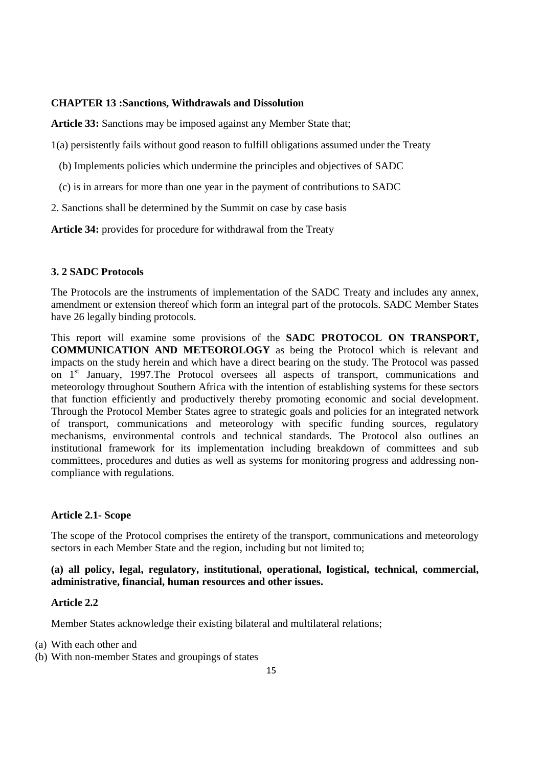**CHAPTER 13 :Sanctions, Withdrawals and Dissolution**

**Article 33:** Sanctions may be imposed against any Member State that;

1(a) persistently fails without good reason to fulfill obligations assumed under the Treaty

(b) Implements policies which undermine the principles and objectives of SADC

(c) is in arrears for more than one year in the payment of contributions to SADC

2. Sanctions shall be determined by the Summit on case by case basis

**Article 34:** provides for procedure for withdrawal from the Treaty

### 3. 2 SADC Protocols

The Protocols are the instruments of implementation of the SADC Treaty and includes any annex, amendment or extension thereof which form an integral part of the protocols. SADC Member States have 26 legally binding protocols.

This report will examine some provisions of the **SADC PROTOCOL ON TRANSPORT, COMMUNICATION AND METEOROLOGY** as being the Protocol which is relevant and impacts on the study herein and which have a direct bearing on the study. The Protocol was passed on 1st January, 1997.The Protocol oversees all aspects of transport, communications and meteorology throughout Southern Africa with the intention of establishing systems for these sectors that function efficiently and productively thereby promoting economic and social development. Through the Protocol Member States agree to strategic goals and policies for an integrated network of transport, communications and meteorology with specific funding sources, regulatory mechanisms, environmental controls and technical standards. The Protocol also outlines an institutional framework for its implementation including breakdown of committees and sub committees, procedures and duties as well as systems for monitoring progress and addressing non-compliance with regulations.

**Article 2.1- Scope**

The scope of the Protocol comprises the entirety of the transport, communications and meteorology sectors in each Member State and the region, including but not limited to;

**(a) all policy, legal, regulatory, institutional, operational, logistical, technical, commercial, administrative, financial, human resources and other issues.**

**Article 2.2**

Member States acknowledge their existing bilateral and multilateral relations;

(a) With each other and
(b) With non-member States and groupings of states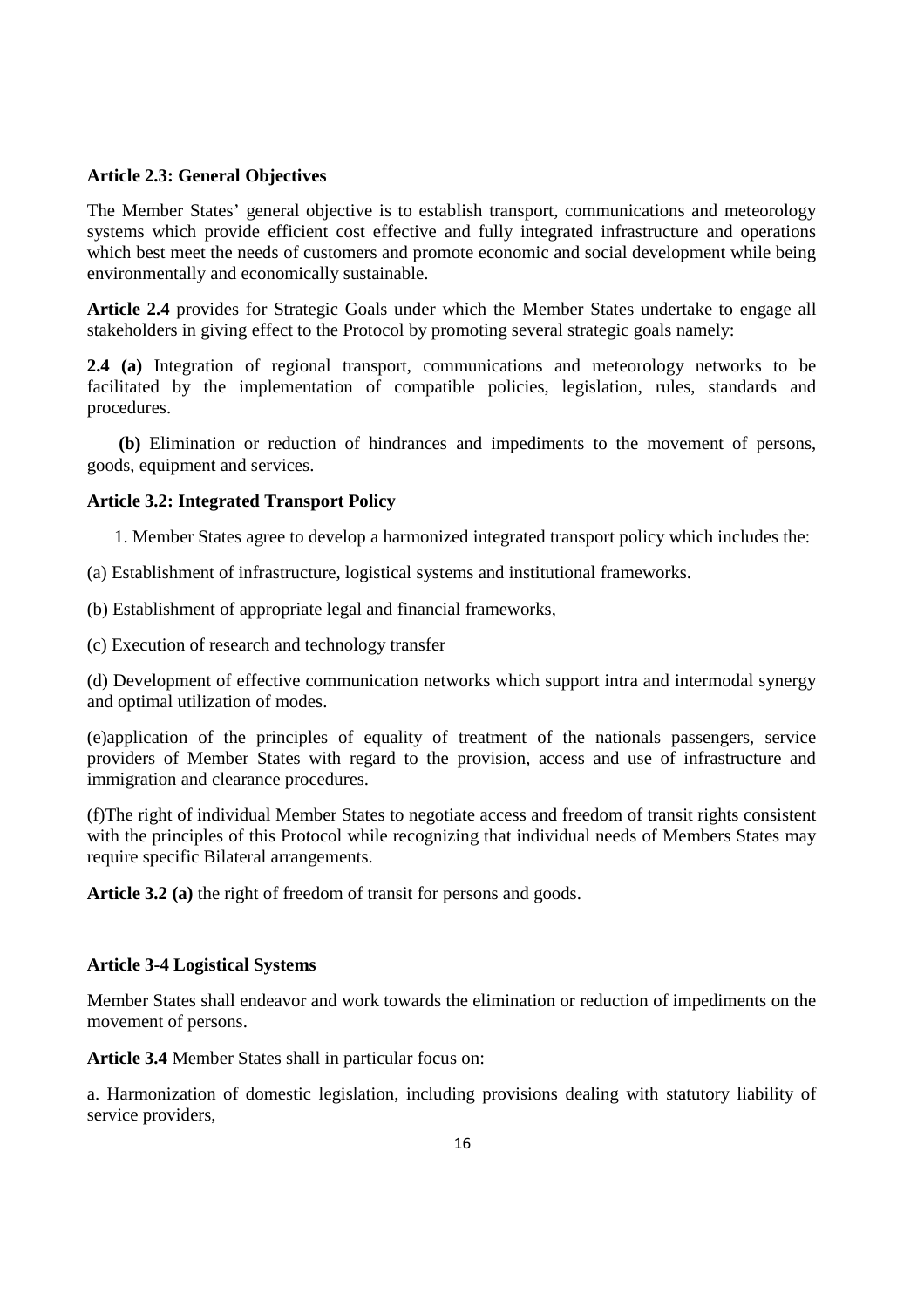**Article 2.3: General Objectives**

The Member States' general objective is to establish transport, communications and meteorology systems which provide efficient cost effective and fully integrated infrastructure and operations which best meet the needs of customers and promote economic and social development while being environmentally and economically sustainable.

**Article 2.4** provides for Strategic Goals under which the Member States undertake to engage all stakeholders in giving effect to the Protocol by promoting several strategic goals namely:

**2.4 (a)** Integration of regional transport, communications and meteorology networks to be facilitated by the implementation of compatible policies, legislation, rules, standards and procedures.

**(b)** Elimination or reduction of hindrances and impediments to the movement of persons, goods, equipment and services.

**Article 3.2: Integrated Transport Policy**

1. Member States agree to develop a harmonized integrated transport policy which includes the:

(a) Establishment of infrastructure, logistical systems and institutional frameworks.

(b) Establishment of appropriate legal and financial frameworks,

(c) Execution of research and technology transfer

(d) Development of effective communication networks which support intra and intermodal synergy and optimal utilization of modes.

(e)application of the principles of equality of treatment of the nationals passengers, service providers of Member States with regard to the provision, access and use of infrastructure and immigration and clearance procedures.

(f)The right of individual Member States to negotiate access and freedom of transit rights consistent with the principles of this Protocol while recognizing that individual needs of Members States may require specific Bilateral arrangements.

**Article 3.2 (a)** the right of freedom of transit for persons and goods.

**Article 3-4 Logistical Systems**

Member States shall endeavor and work towards the elimination or reduction of impediments on the movement of persons.

**Article 3.4** Member States shall in particular focus on:

a. Harmonization of domestic legislation, including provisions dealing with statutory liability of service providers,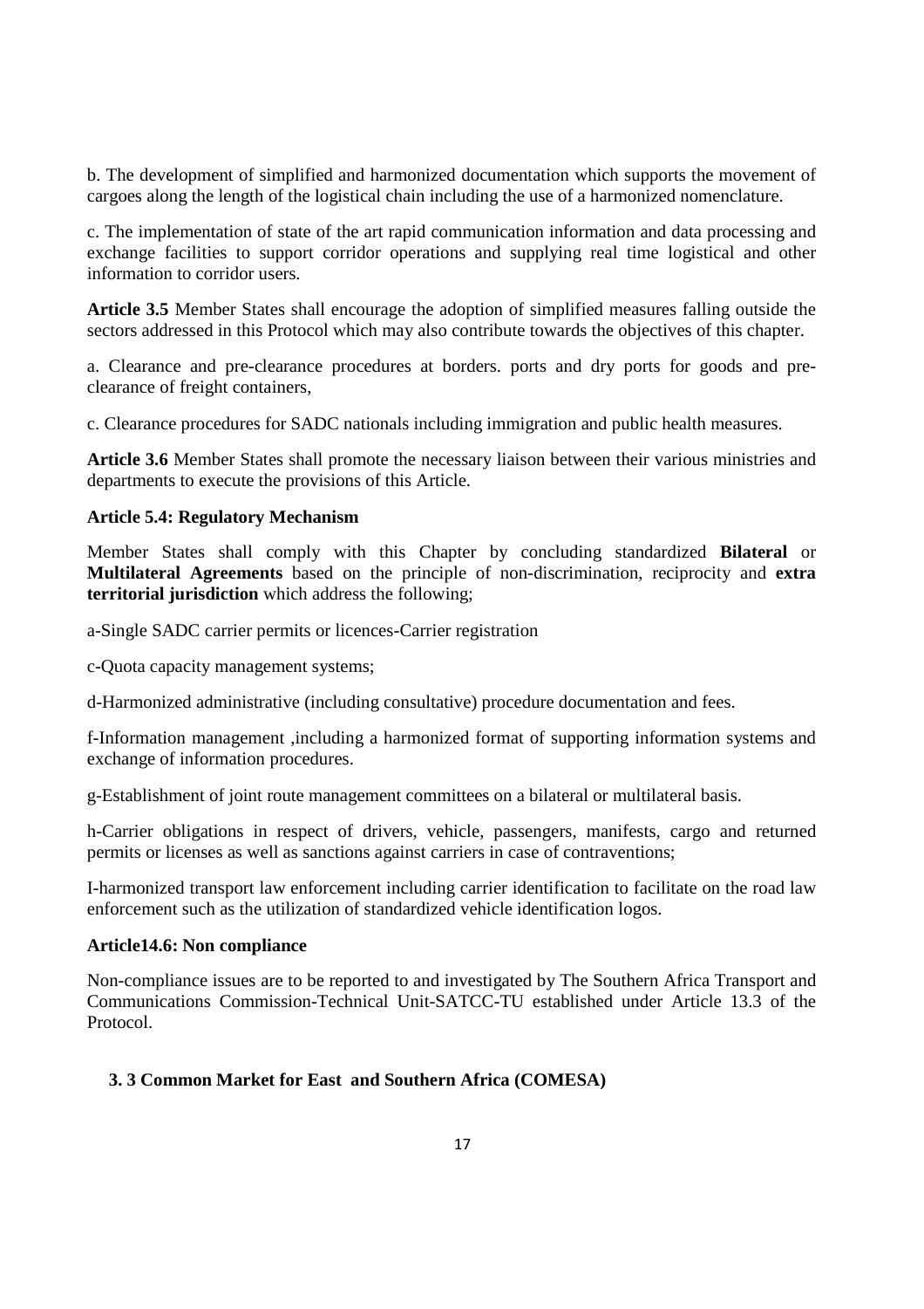b. The development of simplified and harmonized documentation which supports the movement of cargoes along the length of the logistical chain including the use of a harmonized nomenclature.

c. The implementation of state of the art rapid communication information and data processing and exchange facilities to support corridor operations and supplying real time logistical and other information to corridor users.

**Article 3.5** Member States shall encourage the adoption of simplified measures falling outside the sectors addressed in this Protocol which may also contribute towards the objectives of this chapter.

a. Clearance and pre-clearance procedures at borders. ports and dry ports for goods and pre-clearance of freight containers,

c. Clearance procedures for SADC nationals including immigration and public health measures.

**Article 3.6** Member States shall promote the necessary liaison between their various ministries and departments to execute the provisions of this Article.

**Article 5.4: Regulatory Mechanism**

Member States shall comply with this Chapter by concluding standardized **Bilateral** or **Multilateral Agreements** based on the principle of non-discrimination, reciprocity and **extra territorial jurisdiction** which address the following;

a-Single SADC carrier permits or licences-Carrier registration

c-Quota capacity management systems;

d-Harmonized administrative (including consultative) procedure documentation and fees.

f-Information management ,including a harmonized format of supporting information systems and exchange of information procedures.

g-Establishment of joint route management committees on a bilateral or multilateral basis.

h-Carrier obligations in respect of drivers, vehicle, passengers, manifests, cargo and returned permits or licenses as well as sanctions against carriers in case of contraventions;

I-harmonized transport law enforcement including carrier identification to facilitate on the road law enforcement such as the utilization of standardized vehicle identification logos.

**Article14.6: Non compliance**

Non-compliance issues are to be reported to and investigated by The Southern Africa Transport and Communications Commission-Technical Unit-SATCC-TU established under Article 13.3 of the Protocol.

## 3. 3 Common Market for East and Southern Africa (COMESA)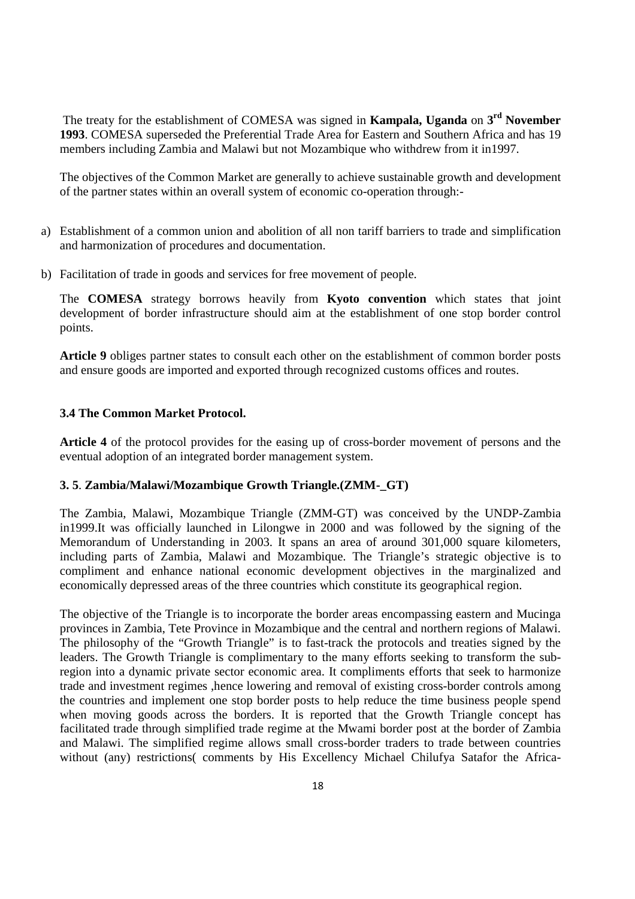The treaty for the establishment of COMESA was signed in **Kampala, Uganda** on **3rd November 1993**. COMESA superseded the Preferential Trade Area for Eastern and Southern Africa and has 19 members including Zambia and Malawi but not Mozambique who withdrew from it in1997.

The objectives of the Common Market are generally to achieve sustainable growth and development of the partner states within an overall system of economic co-operation through:-

a) Establishment of a common union and abolition of all non tariff barriers to trade and simplification and harmonization of procedures and documentation.

b) Facilitation of trade in goods and services for free movement of people.

The **COMESA** strategy borrows heavily from **Kyoto convention** which states that joint development of border infrastructure should aim at the establishment of one stop border control points.

**Article 9** obliges partner states to consult each other on the establishment of common border posts and ensure goods are imported and exported through recognized customs offices and routes.

### 3.4 The Common Market Protocol.

**Article 4** of the protocol provides for the easing up of cross-border movement of persons and the eventual adoption of an integrated border management system.

### 3. 5. Zambia/Malawi/Mozambique Growth Triangle.(ZMM-_GT)

The Zambia, Malawi, Mozambique Triangle (ZMM-GT) was conceived by the UNDP-Zambia in1999.It was officially launched in Lilongwe in 2000 and was followed by the signing of the Memorandum of Understanding in 2003. It spans an area of around 301,000 square kilometers, including parts of Zambia, Malawi and Mozambique. The Triangle's strategic objective is to compliment and enhance national economic development objectives in the marginalized and economically depressed areas of the three countries which constitute its geographical region.

The objective of the Triangle is to incorporate the border areas encompassing eastern and Mucinga provinces in Zambia, Tete Province in Mozambique and the central and northern regions of Malawi. The philosophy of the "Growth Triangle" is to fast-track the protocols and treaties signed by the leaders. The Growth Triangle is complimentary to the many efforts seeking to transform the sub-region into a dynamic private sector economic area. It compliments efforts that seek to harmonize trade and investment regimes ,hence lowering and removal of existing cross-border controls among the countries and implement one stop border posts to help reduce the time business people spend when moving goods across the borders. It is reported that the Growth Triangle concept has facilitated trade through simplified trade regime at the Mwami border post at the border of Zambia and Malawi. The simplified regime allows small cross-border traders to trade between countries without (any) restrictions( comments by His Excellency Michael Chilufya Satafor the Africa-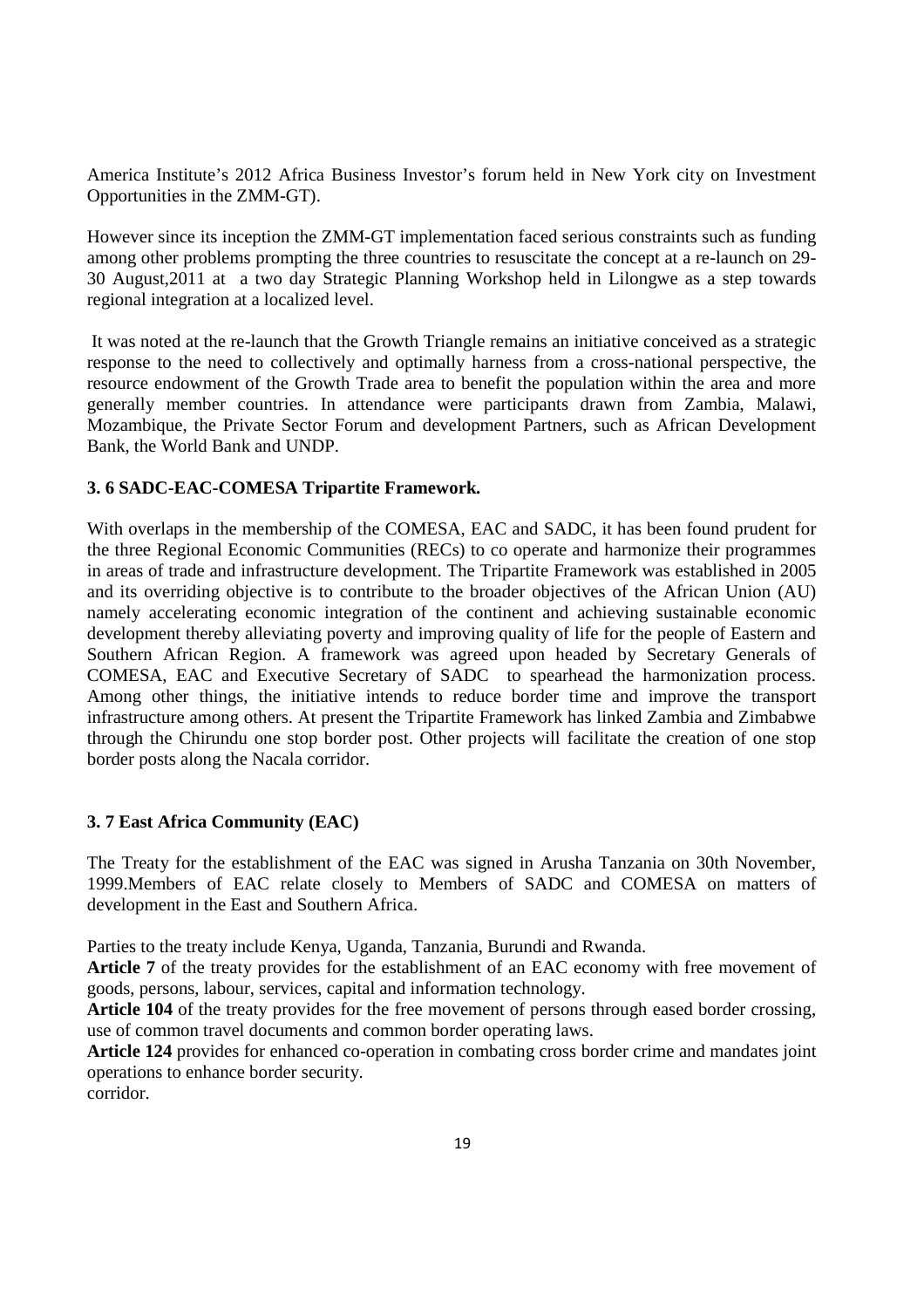America Institute's 2012 Africa Business Investor's forum held in New York city on Investment Opportunities in the ZMM-GT).

However since its inception the ZMM-GT implementation faced serious constraints such as funding among other problems prompting the three countries to resuscitate the concept at a re-launch on 29-30 August,2011 at a two day Strategic Planning Workshop held in Lilongwe as a step towards regional integration at a localized level.

It was noted at the re-launch that the Growth Triangle remains an initiative conceived as a strategic response to the need to collectively and optimally harness from a cross-national perspective, the resource endowment of the Growth Trade area to benefit the population within the area and more generally member countries. In attendance were participants drawn from Zambia, Malawi, Mozambique, the Private Sector Forum and development Partners, such as African Development Bank, the World Bank and UNDP.

### 3. 6 SADC-EAC-COMESA Tripartite Framework.

With overlaps in the membership of the COMESA, EAC and SADC, it has been found prudent for the three Regional Economic Communities (RECs) to co operate and harmonize their programmes in areas of trade and infrastructure development. The Tripartite Framework was established in 2005 and its overriding objective is to contribute to the broader objectives of the African Union (AU) namely accelerating economic integration of the continent and achieving sustainable economic development thereby alleviating poverty and improving quality of life for the people of Eastern and Southern African Region. A framework was agreed upon headed by Secretary Generals of COMESA, EAC and Executive Secretary of SADC to spearhead the harmonization process. Among other things, the initiative intends to reduce border time and improve the transport infrastructure among others. At present the Tripartite Framework has linked Zambia and Zimbabwe through the Chirundu one stop border post. Other projects will facilitate the creation of one stop border posts along the Nacala corridor.

### 3. 7 East Africa Community (EAC)

The Treaty for the establishment of the EAC was signed in Arusha Tanzania on 30th November, 1999.Members of EAC relate closely to Members of SADC and COMESA on matters of development in the East and Southern Africa.

Parties to the treaty include Kenya, Uganda, Tanzania, Burundi and Rwanda.

**Article 7** of the treaty provides for the establishment of an EAC economy with free movement of goods, persons, labour, services, capital and information technology.

**Article 104** of the treaty provides for the free movement of persons through eased border crossing, use of common travel documents and common border operating laws.

**Article 124** provides for enhanced co-operation in combating cross border crime and mandates joint operations to enhance border security.

corridor.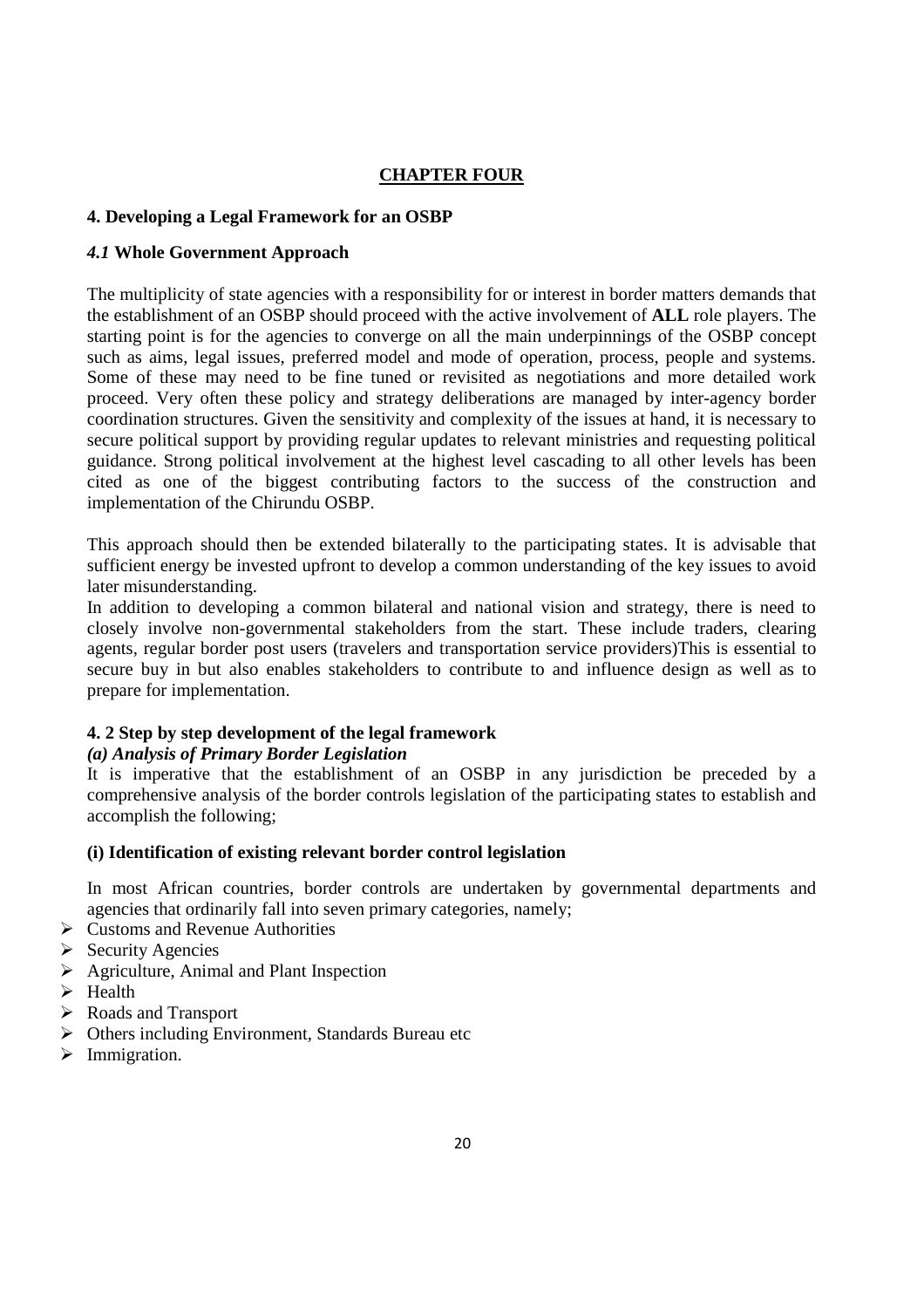# CHAPTER FOUR

## 4. Developing a Legal Framework for an OSBP

### *4.1* Whole Government Approach

The multiplicity of state agencies with a responsibility for or interest in border matters demands that the establishment of an OSBP should proceed with the active involvement of **ALL** role players. The starting point is for the agencies to converge on all the main underpinnings of the OSBP concept such as aims, legal issues, preferred model and mode of operation, process, people and systems. Some of these may need to be fine tuned or revisited as negotiations and more detailed work proceed. Very often these policy and strategy deliberations are managed by inter-agency border coordination structures. Given the sensitivity and complexity of the issues at hand, it is necessary to secure political support by providing regular updates to relevant ministries and requesting political guidance. Strong political involvement at the highest level cascading to all other levels has been cited as one of the biggest contributing factors to the success of the construction and implementation of the Chirundu OSBP.

This approach should then be extended bilaterally to the participating states. It is advisable that sufficient energy be invested upfront to develop a common understanding of the key issues to avoid later misunderstanding.

In addition to developing a common bilateral and national vision and strategy, there is need to closely involve non-governmental stakeholders from the start. These include traders, clearing agents, regular border post users (travelers and transportation service providers)This is essential to secure buy in but also enables stakeholders to contribute to and influence design as well as to prepare for implementation.

### 4. 2 Step by step development of the legal framework

#### *(a) Analysis of Primary Border Legislation*

It is imperative that the establishment of an OSBP in any jurisdiction be preceded by a comprehensive analysis of the border controls legislation of the participating states to establish and accomplish the following;

#### (i) Identification of existing relevant border control legislation

In most African countries, border controls are undertaken by governmental departments and agencies that ordinarily fall into seven primary categories, namely;

- Customs and Revenue Authorities
- Security Agencies
- Agriculture, Animal and Plant Inspection
- Health
- Roads and Transport
- Others including Environment, Standards Bureau etc
- Immigration.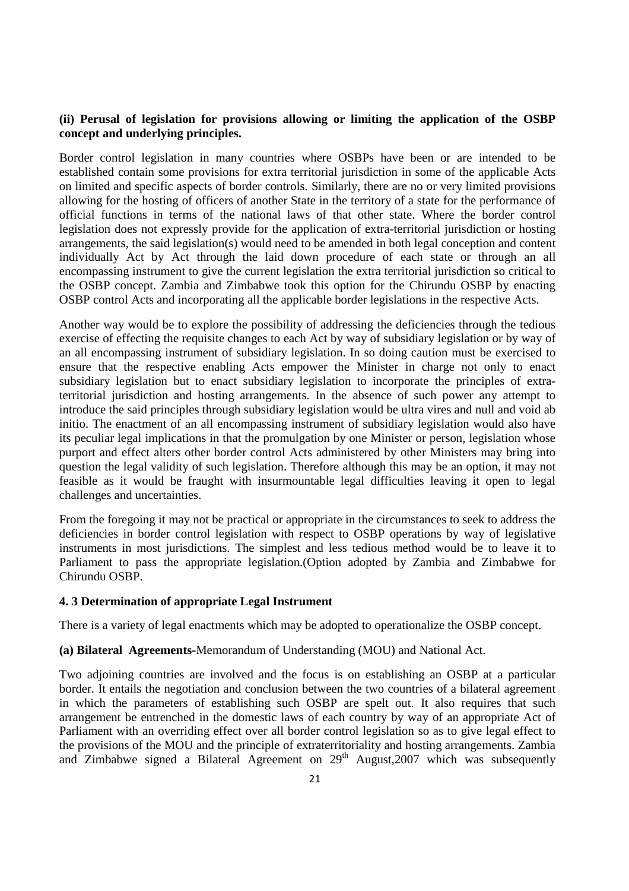**(ii) Perusal of legislation for provisions allowing or limiting the application of the OSBP concept and underlying principles.**

Border control legislation in many countries where OSBPs have been or are intended to be established contain some provisions for extra territorial jurisdiction in some of the applicable Acts on limited and specific aspects of border controls. Similarly, there are no or very limited provisions allowing for the hosting of officers of another State in the territory of a state for the performance of official functions in terms of the national laws of that other state. Where the border control legislation does not expressly provide for the application of extra-territorial jurisdiction or hosting arrangements, the said legislation(s) would need to be amended in both legal conception and content individually Act by Act through the laid down procedure of each state or through an all encompassing instrument to give the current legislation the extra territorial jurisdiction so critical to the OSBP concept. Zambia and Zimbabwe took this option for the Chirundu OSBP by enacting OSBP control Acts and incorporating all the applicable border legislations in the respective Acts.

Another way would be to explore the possibility of addressing the deficiencies through the tedious exercise of effecting the requisite changes to each Act by way of subsidiary legislation or by way of an all encompassing instrument of subsidiary legislation. In so doing caution must be exercised to ensure that the respective enabling Acts empower the Minister in charge not only to enact subsidiary legislation but to enact subsidiary legislation to incorporate the principles of extra-territorial jurisdiction and hosting arrangements. In the absence of such power any attempt to introduce the said principles through subsidiary legislation would be ultra vires and null and void ab initio. The enactment of an all encompassing instrument of subsidiary legislation would also have its peculiar legal implications in that the promulgation by one Minister or person, legislation whose purport and effect alters other border control Acts administered by other Ministers may bring into question the legal validity of such legislation. Therefore although this may be an option, it may not feasible as it would be fraught with insurmountable legal difficulties leaving it open to legal challenges and uncertainties.

From the foregoing it may not be practical or appropriate in the circumstances to seek to address the deficiencies in border control legislation with respect to OSBP operations by way of legislative instruments in most jurisdictions. The simplest and less tedious method would be to leave it to Parliament to pass the appropriate legislation.(Option adopted by Zambia and Zimbabwe for Chirundu OSBP.

### 4. 3 Determination of appropriate Legal Instrument

There is a variety of legal enactments which may be adopted to operationalize the OSBP concept.

**(a) Bilateral Agreements-**Memorandum of Understanding (MOU) and National Act.

Two adjoining countries are involved and the focus is on establishing an OSBP at a particular border. It entails the negotiation and conclusion between the two countries of a bilateral agreement in which the parameters of establishing such OSBP are spelt out. It also requires that such arrangement be entrenched in the domestic laws of each country by way of an appropriate Act of Parliament with an overriding effect over all border control legislation so as to give legal effect to the provisions of the MOU and the principle of extraterritoriality and hosting arrangements. Zambia and Zimbabwe signed a Bilateral Agreement on 29th August,2007 which was subsequently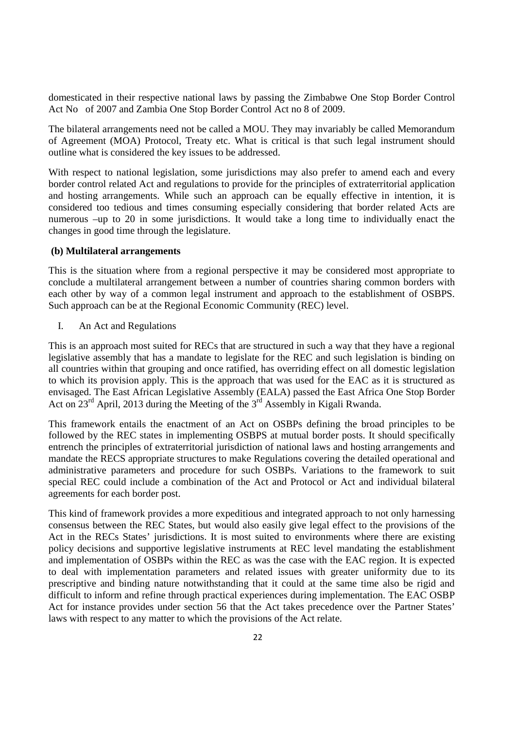domesticated in their respective national laws by passing the Zimbabwe One Stop Border Control Act No of 2007 and Zambia One Stop Border Control Act no 8 of 2009.

The bilateral arrangements need not be called a MOU. They may invariably be called Memorandum of Agreement (MOA) Protocol, Treaty etc. What is critical is that such legal instrument should outline what is considered the key issues to be addressed.

With respect to national legislation, some jurisdictions may also prefer to amend each and every border control related Act and regulations to provide for the principles of extraterritorial application and hosting arrangements. While such an approach can be equally effective in intention, it is considered too tedious and times consuming especially considering that border related Acts are numerous –up to 20 in some jurisdictions. It would take a long time to individually enact the changes in good time through the legislature.

**(b) Multilateral arrangements**

This is the situation where from a regional perspective it may be considered most appropriate to conclude a multilateral arrangement between a number of countries sharing common borders with each other by way of a common legal instrument and approach to the establishment of OSBPS. Such approach can be at the Regional Economic Community (REC) level.

I. An Act and Regulations

This is an approach most suited for RECs that are structured in such a way that they have a regional legislative assembly that has a mandate to legislate for the REC and such legislation is binding on all countries within that grouping and once ratified, has overriding effect on all domestic legislation to which its provision apply. This is the approach that was used for the EAC as it is structured as envisaged. The East African Legislative Assembly (EALA) passed the East Africa One Stop Border Act on 23rd April, 2013 during the Meeting of the 3rd Assembly in Kigali Rwanda.

This framework entails the enactment of an Act on OSBPs defining the broad principles to be followed by the REC states in implementing OSBPS at mutual border posts. It should specifically entrench the principles of extraterritorial jurisdiction of national laws and hosting arrangements and mandate the RECS appropriate structures to make Regulations covering the detailed operational and administrative parameters and procedure for such OSBPs. Variations to the framework to suit special REC could include a combination of the Act and Protocol or Act and individual bilateral agreements for each border post.

This kind of framework provides a more expeditious and integrated approach to not only harnessing consensus between the REC States, but would also easily give legal effect to the provisions of the Act in the RECs States' jurisdictions. It is most suited to environments where there are existing policy decisions and supportive legislative instruments at REC level mandating the establishment and implementation of OSBPs within the REC as was the case with the EAC region. It is expected to deal with implementation parameters and related issues with greater uniformity due to its prescriptive and binding nature notwithstanding that it could at the same time also be rigid and difficult to inform and refine through practical experiences during implementation. The EAC OSBP Act for instance provides under section 56 that the Act takes precedence over the Partner States' laws with respect to any matter to which the provisions of the Act relate.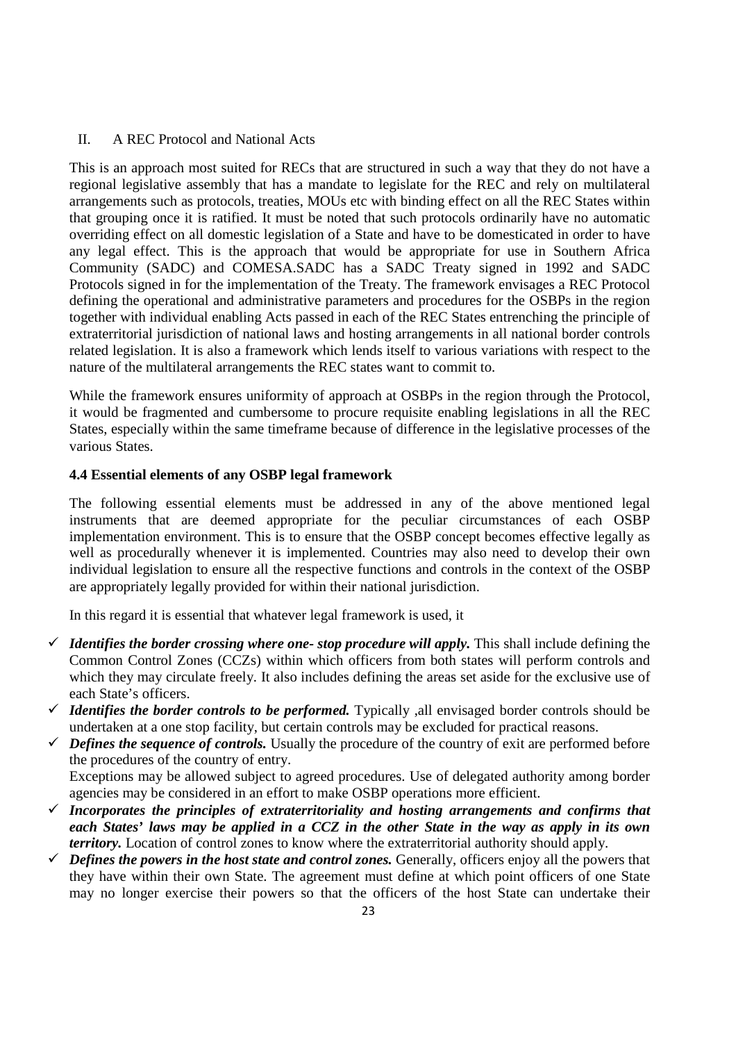II. A REC Protocol and National Acts

This is an approach most suited for RECs that are structured in such a way that they do not have a regional legislative assembly that has a mandate to legislate for the REC and rely on multilateral arrangements such as protocols, treaties, MOUs etc with binding effect on all the REC States within that grouping once it is ratified. It must be noted that such protocols ordinarily have no automatic overriding effect on all domestic legislation of a State and have to be domesticated in order to have any legal effect. This is the approach that would be appropriate for use in Southern Africa Community (SADC) and COMESA.SADC has a SADC Treaty signed in 1992 and SADC Protocols signed in for the implementation of the Treaty. The framework envisages a REC Protocol defining the operational and administrative parameters and procedures for the OSBPs in the region together with individual enabling Acts passed in each of the REC States entrenching the principle of extraterritorial jurisdiction of national laws and hosting arrangements in all national border controls related legislation. It is also a framework which lends itself to various variations with respect to the nature of the multilateral arrangements the REC states want to commit to.

While the framework ensures uniformity of approach at OSBPs in the region through the Protocol, it would be fragmented and cumbersome to procure requisite enabling legislations in all the REC States, especially within the same timeframe because of difference in the legislative processes of the various States.

### 4.4 Essential elements of any OSBP legal framework

The following essential elements must be addressed in any of the above mentioned legal instruments that are deemed appropriate for the peculiar circumstances of each OSBP implementation environment. This is to ensure that the OSBP concept becomes effective legally as well as procedurally whenever it is implemented. Countries may also need to develop their own individual legislation to ensure all the respective functions and controls in the context of the OSBP are appropriately legally provided for within their national jurisdiction.

In this regard it is essential that whatever legal framework is used, it

- ✓ ***Identifies the border crossing where one- stop procedure will apply.*** This shall include defining the Common Control Zones (CCZs) within which officers from both states will perform controls and which they may circulate freely. It also includes defining the areas set aside for the exclusive use of each State's officers.
- ✓ ***Identifies the border controls to be performed.*** Typically ,all envisaged border controls should be undertaken at a one stop facility, but certain controls may be excluded for practical reasons.
- ✓ ***Defines the sequence of controls.*** Usually the procedure of the country of exit are performed before the procedures of the country of entry.
  Exceptions may be allowed subject to agreed procedures. Use of delegated authority among border agencies may be considered in an effort to make OSBP operations more efficient.
- ✓ ***Incorporates the principles of extraterritoriality and hosting arrangements and confirms that each States' laws may be applied in a CCZ in the other State in the way as apply in its own territory.*** Location of control zones to know where the extraterritorial authority should apply.
- ✓ ***Defines the powers in the host state and control zones.*** Generally, officers enjoy all the powers that they have within their own State. The agreement must define at which point officers of one State may no longer exercise their powers so that the officers of the host State can undertake their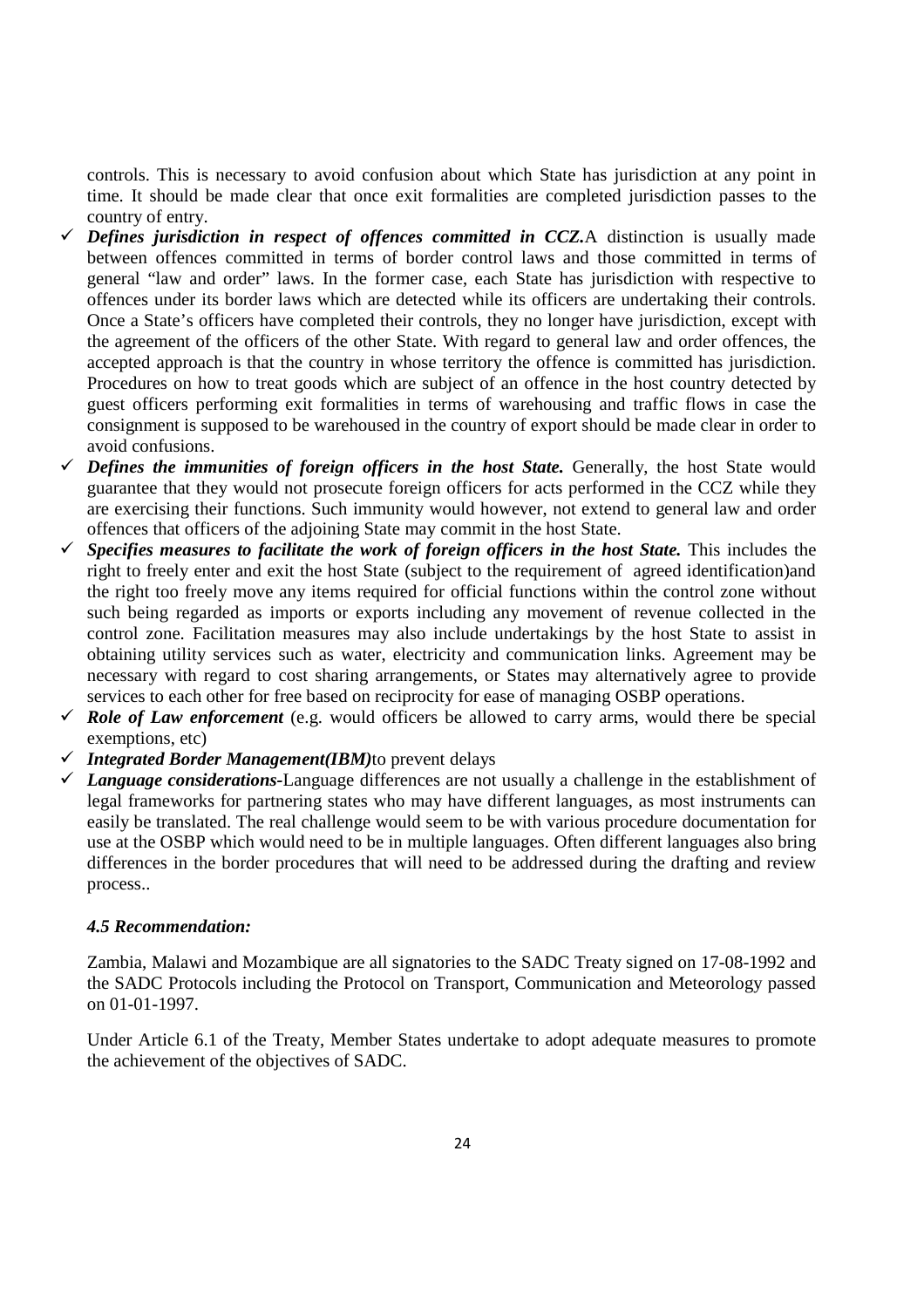controls. This is necessary to avoid confusion about which State has jurisdiction at any point in time. It should be made clear that once exit formalities are completed jurisdiction passes to the country of entry.

- ✓ ***Defines jurisdiction in respect of offences committed in CCZ.*** A distinction is usually made between offences committed in terms of border control laws and those committed in terms of general "law and order" laws. In the former case, each State has jurisdiction with respective to offences under its border laws which are detected while its officers are undertaking their controls. Once a State's officers have completed their controls, they no longer have jurisdiction, except with the agreement of the officers of the other State. With regard to general law and order offences, the accepted approach is that the country in whose territory the offence is committed has jurisdiction. Procedures on how to treat goods which are subject of an offence in the host country detected by guest officers performing exit formalities in terms of warehousing and traffic flows in case the consignment is supposed to be warehoused in the country of export should be made clear in order to avoid confusions.
- ✓ ***Defines the immunities of foreign officers in the host State.*** Generally, the host State would guarantee that they would not prosecute foreign officers for acts performed in the CCZ while they are exercising their functions. Such immunity would however, not extend to general law and order offences that officers of the adjoining State may commit in the host State.
- ✓ ***Specifies measures to facilitate the work of foreign officers in the host State.*** This includes the right to freely enter and exit the host State (subject to the requirement of agreed identification)and the right too freely move any items required for official functions within the control zone without such being regarded as imports or exports including any movement of revenue collected in the control zone. Facilitation measures may also include undertakings by the host State to assist in obtaining utility services such as water, electricity and communication links. Agreement may be necessary with regard to cost sharing arrangements, or States may alternatively agree to provide services to each other for free based on reciprocity for ease of managing OSBP operations.
- ✓ ***Role of Law enforcement*** (e.g. would officers be allowed to carry arms, would there be special exemptions, etc)
- ✓ ***Integrated Border Management(IBM)***to prevent delays
- ✓ ***Language considerations-***Language differences are not usually a challenge in the establishment of legal frameworks for partnering states who may have different languages, as most instruments can easily be translated. The real challenge would seem to be with various procedure documentation for use at the OSBP which would need to be in multiple languages. Often different languages also bring differences in the border procedures that will need to be addressed during the drafting and review process..

#### *4.5 Recommendation:*

Zambia, Malawi and Mozambique are all signatories to the SADC Treaty signed on 17-08-1992 and the SADC Protocols including the Protocol on Transport, Communication and Meteorology passed on 01-01-1997.

Under Article 6.1 of the Treaty, Member States undertake to adopt adequate measures to promote the achievement of the objectives of SADC.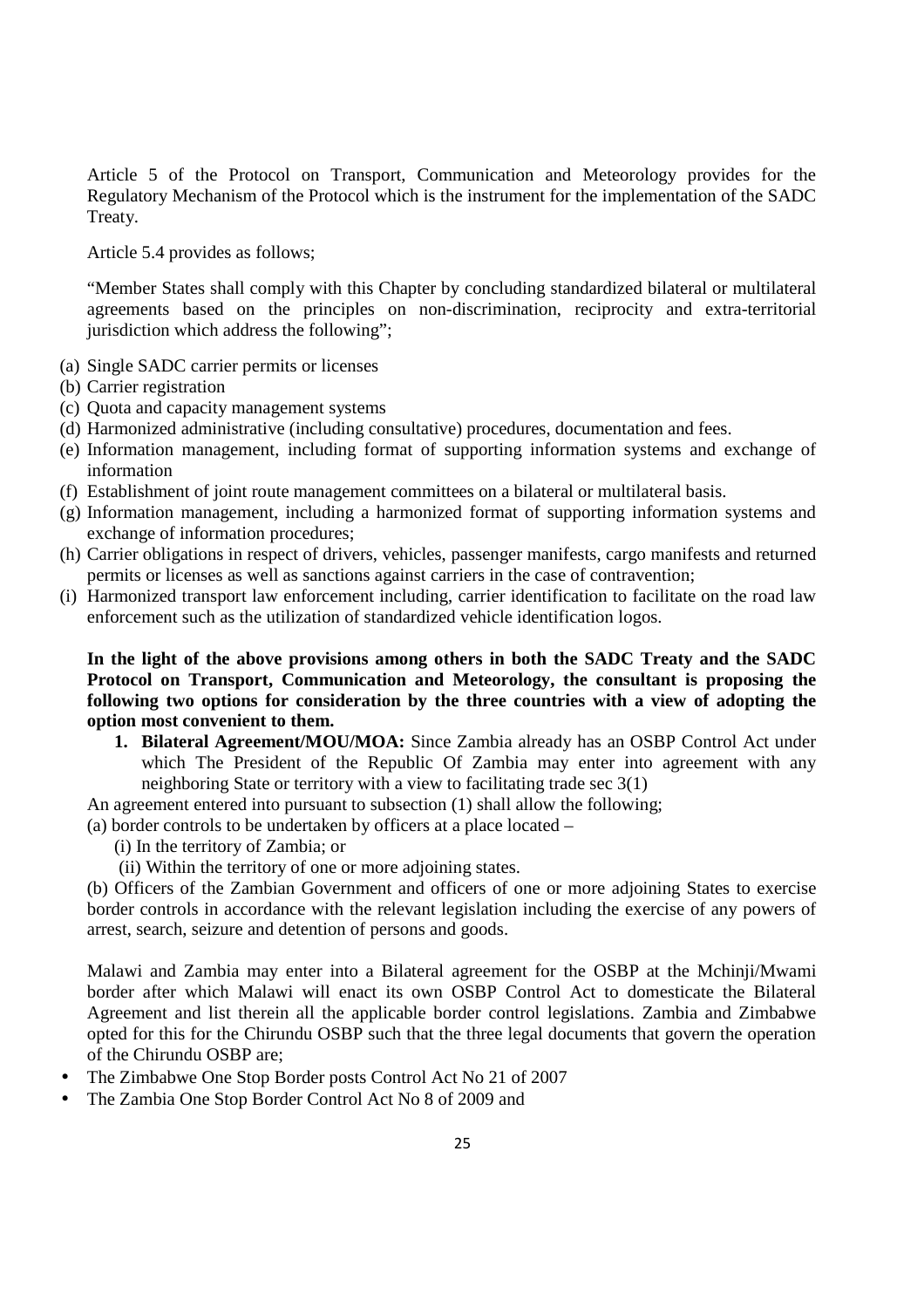Article 5 of the Protocol on Transport, Communication and Meteorology provides for the Regulatory Mechanism of the Protocol which is the instrument for the implementation of the SADC Treaty.

Article 5.4 provides as follows;

"Member States shall comply with this Chapter by concluding standardized bilateral or multilateral agreements based on the principles on non-discrimination, reciprocity and extra-territorial jurisdiction which address the following";

(a) Single SADC carrier permits or licenses
(b) Carrier registration
(c) Quota and capacity management systems
(d) Harmonized administrative (including consultative) procedures, documentation and fees.
(e) Information management, including format of supporting information systems and exchange of information
(f) Establishment of joint route management committees on a bilateral or multilateral basis.
(g) Information management, including a harmonized format of supporting information systems and exchange of information procedures;
(h) Carrier obligations in respect of drivers, vehicles, passenger manifests, cargo manifests and returned permits or licenses as well as sanctions against carriers in the case of contravention;
(i) Harmonized transport law enforcement including, carrier identification to facilitate on the road law enforcement such as the utilization of standardized vehicle identification logos.

**In the light of the above provisions among others in both the SADC Treaty and the SADC Protocol on Transport, Communication and Meteorology, the consultant is proposing the following two options for consideration by the three countries with a view of adopting the option most convenient to them.**

1. **Bilateral Agreement/MOU/MOA:** Since Zambia already has an OSBP Control Act under which The President of the Republic Of Zambia may enter into agreement with any neighboring State or territory with a view to facilitating trade sec 3(1)

An agreement entered into pursuant to subsection (1) shall allow the following;

(a) border controls to be undertaken by officers at a place located –

(i) In the territory of Zambia; or

(ii) Within the territory of one or more adjoining states.

(b) Officers of the Zambian Government and officers of one or more adjoining States to exercise border controls in accordance with the relevant legislation including the exercise of any powers of arrest, search, seizure and detention of persons and goods.

Malawi and Zambia may enter into a Bilateral agreement for the OSBP at the Mchinji/Mwami border after which Malawi will enact its own OSBP Control Act to domesticate the Bilateral Agreement and list therein all the applicable border control legislations. Zambia and Zimbabwe opted for this for the Chirundu OSBP such that the three legal documents that govern the operation of the Chirundu OSBP are;

- The Zimbabwe One Stop Border posts Control Act No 21 of 2007
- The Zambia One Stop Border Control Act No 8 of 2009 and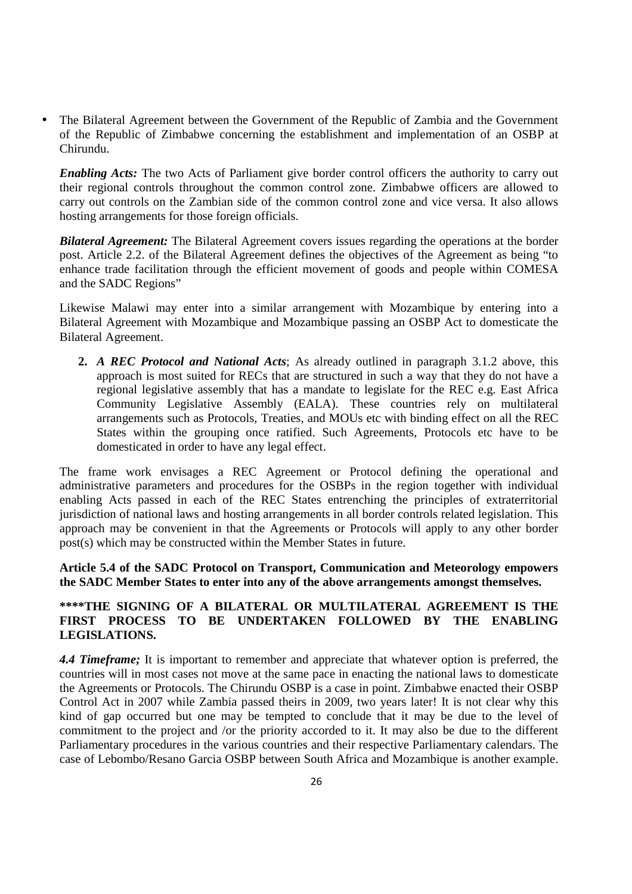- The Bilateral Agreement between the Government of the Republic of Zambia and the Government of the Republic of Zimbabwe concerning the establishment and implementation of an OSBP at Chirundu.

  ***Enabling Acts:*** The two Acts of Parliament give border control officers the authority to carry out their regional controls throughout the common control zone. Zimbabwe officers are allowed to carry out controls on the Zambian side of the common control zone and vice versa. It also allows hosting arrangements for those foreign officials.

  ***Bilateral Agreement:*** The Bilateral Agreement covers issues regarding the operations at the border post. Article 2.2. of the Bilateral Agreement defines the objectives of the Agreement as being "to enhance trade facilitation through the efficient movement of goods and people within COMESA and the SADC Regions"

  Likewise Malawi may enter into a similar arrangement with Mozambique by entering into a Bilateral Agreement with Mozambique and Mozambique passing an OSBP Act to domesticate the Bilateral Agreement.

2. ***A REC Protocol and National Acts***; As already outlined in paragraph 3.1.2 above, this approach is most suited for RECs that are structured in such a way that they do not have a regional legislative assembly that has a mandate to legislate for the REC e.g. East Africa Community Legislative Assembly (EALA). These countries rely on multilateral arrangements such as Protocols, Treaties, and MOUs etc with binding effect on all the REC States within the grouping once ratified. Such Agreements, Protocols etc have to be domesticated in order to have any legal effect.

The frame work envisages a REC Agreement or Protocol defining the operational and administrative parameters and procedures for the OSBPs in the region together with individual enabling Acts passed in each of the REC States entrenching the principles of extraterritorial jurisdiction of national laws and hosting arrangements in all border controls related legislation. This approach may be convenient in that the Agreements or Protocols will apply to any other border post(s) which may be constructed within the Member States in future.

**Article 5.4 of the SADC Protocol on Transport, Communication and Meteorology empowers the SADC Member States to enter into any of the above arrangements amongst themselves.**

**\*\*\*\*THE SIGNING OF A BILATERAL OR MULTILATERAL AGREEMENT IS THE FIRST PROCESS TO BE UNDERTAKEN FOLLOWED BY THE ENABLING LEGISLATIONS.**

***4.4 Timeframe;*** It is important to remember and appreciate that whatever option is preferred, the countries will in most cases not move at the same pace in enacting the national laws to domesticate the Agreements or Protocols. The Chirundu OSBP is a case in point. Zimbabwe enacted their OSBP Control Act in 2007 while Zambia passed theirs in 2009, two years later! It is not clear why this kind of gap occurred but one may be tempted to conclude that it may be due to the level of commitment to the project and /or the priority accorded to it. It may also be due to the different Parliamentary procedures in the various countries and their respective Parliamentary calendars. The case of Lebombo/Resano Garcia OSBP between South Africa and Mozambique is another example.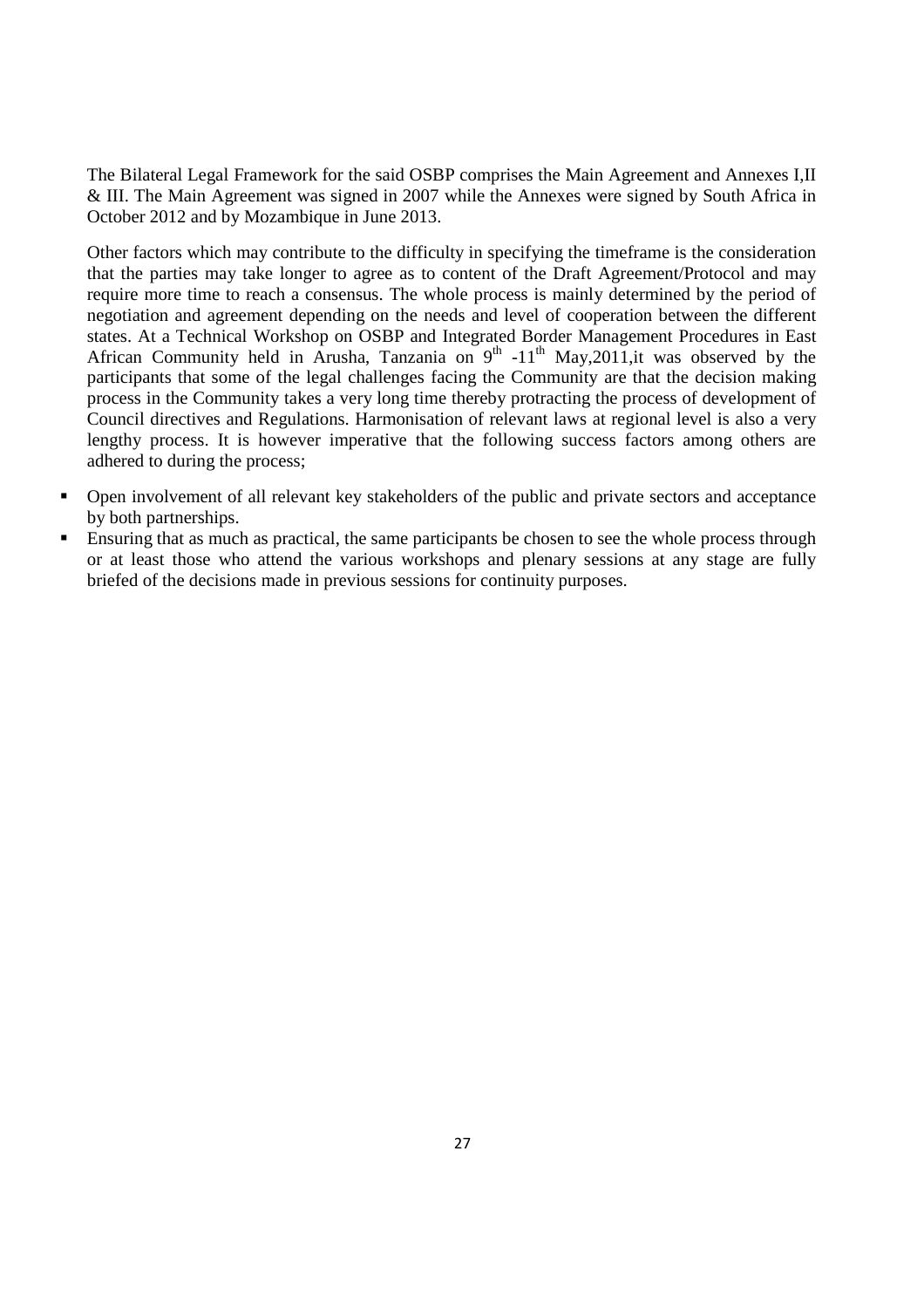The Bilateral Legal Framework for the said OSBP comprises the Main Agreement and Annexes I,II & III. The Main Agreement was signed in 2007 while the Annexes were signed by South Africa in October 2012 and by Mozambique in June 2013.

Other factors which may contribute to the difficulty in specifying the timeframe is the consideration that the parties may take longer to agree as to content of the Draft Agreement/Protocol and may require more time to reach a consensus. The whole process is mainly determined by the period of negotiation and agreement depending on the needs and level of cooperation between the different states. At a Technical Workshop on OSBP and Integrated Border Management Procedures in East African Community held in Arusha, Tanzania on 9th -11th May,2011,it was observed by the participants that some of the legal challenges facing the Community are that the decision making process in the Community takes a very long time thereby protracting the process of development of Council directives and Regulations. Harmonisation of relevant laws at regional level is also a very lengthy process. It is however imperative that the following success factors among others are adhered to during the process;

- Open involvement of all relevant key stakeholders of the public and private sectors and acceptance by both partnerships.
- Ensuring that as much as practical, the same participants be chosen to see the whole process through or at least those who attend the various workshops and plenary sessions at any stage are fully briefed of the decisions made in previous sessions for continuity purposes.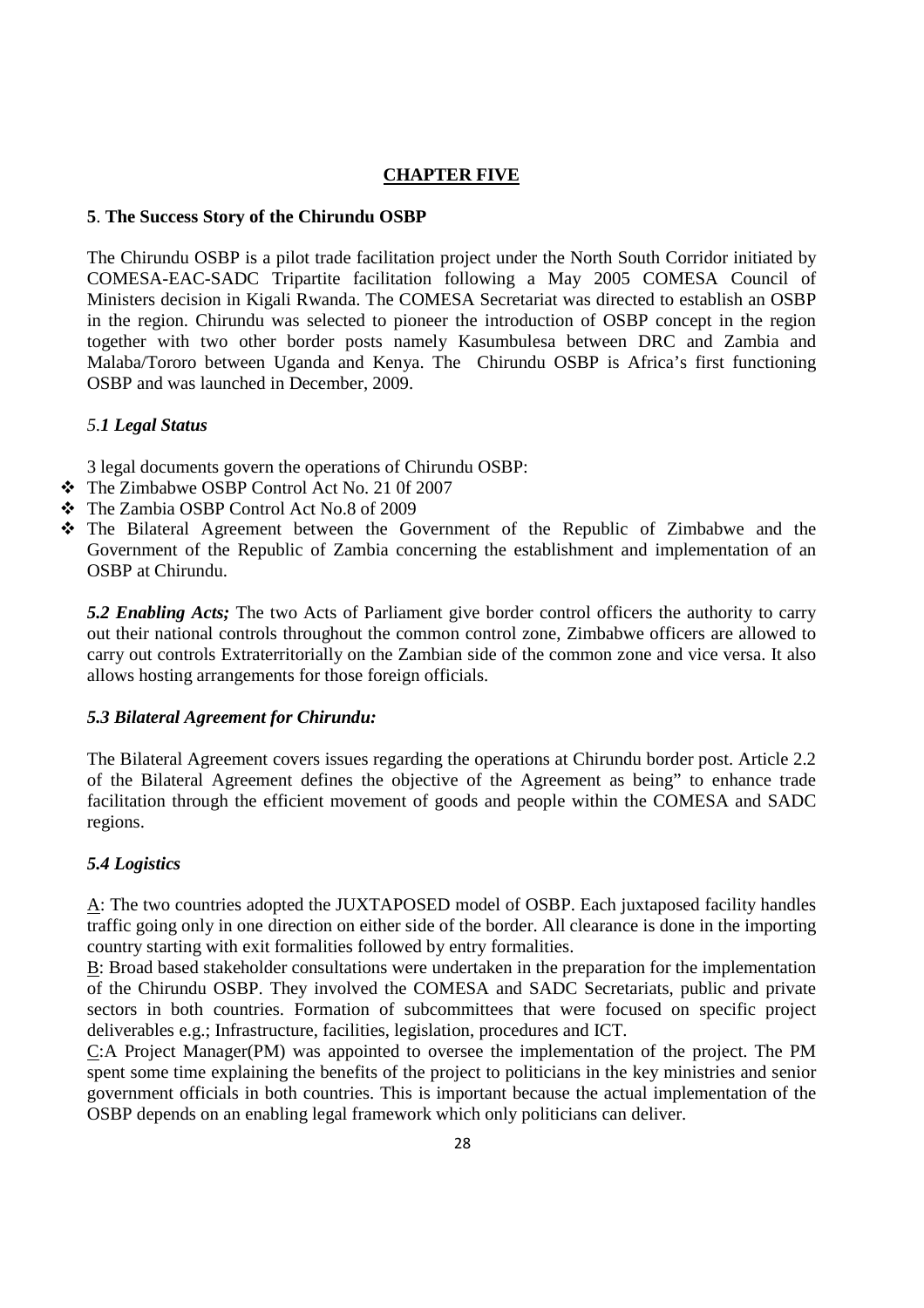## CHAPTER FIVE

### 5. The Success Story of the Chirundu OSBP

The Chirundu OSBP is a pilot trade facilitation project under the North South Corridor initiated by COMESA-EAC-SADC Tripartite facilitation following a May 2005 COMESA Council of Ministers decision in Kigali Rwanda. The COMESA Secretariat was directed to establish an OSBP in the region. Chirundu was selected to pioneer the introduction of OSBP concept in the region together with two other border posts namely Kasumbulesa between DRC and Zambia and Malaba/Tororo between Uganda and Kenya. The Chirundu OSBP is Africa's first functioning OSBP and was launched in December, 2009.

#### *5.1 Legal Status*

3 legal documents govern the operations of Chirundu OSBP:

- The Zimbabwe OSBP Control Act No. 21 0f 2007
- The Zambia OSBP Control Act No.8 of 2009
- The Bilateral Agreement between the Government of the Republic of Zimbabwe and the Government of the Republic of Zambia concerning the establishment and implementation of an OSBP at Chirundu.

***5.2 Enabling Acts;*** The two Acts of Parliament give border control officers the authority to carry out their national controls throughout the common control zone, Zimbabwe officers are allowed to carry out controls Extraterritorially on the Zambian side of the common zone and vice versa. It also allows hosting arrangements for those foreign officials.

#### *5.3 Bilateral Agreement for Chirundu:*

The Bilateral Agreement covers issues regarding the operations at Chirundu border post. Article 2.2 of the Bilateral Agreement defines the objective of the Agreement as being" to enhance trade facilitation through the efficient movement of goods and people within the COMESA and SADC regions.

#### *5.4 Logistics*

A: The two countries adopted the JUXTAPOSED model of OSBP. Each juxtaposed facility handles traffic going only in one direction on either side of the border. All clearance is done in the importing country starting with exit formalities followed by entry formalities.

B: Broad based stakeholder consultations were undertaken in the preparation for the implementation of the Chirundu OSBP. They involved the COMESA and SADC Secretariats, public and private sectors in both countries. Formation of subcommittees that were focused on specific project deliverables e.g.; Infrastructure, facilities, legislation, procedures and ICT.

C:A Project Manager(PM) was appointed to oversee the implementation of the project. The PM spent some time explaining the benefits of the project to politicians in the key ministries and senior government officials in both countries. This is important because the actual implementation of the OSBP depends on an enabling legal framework which only politicians can deliver.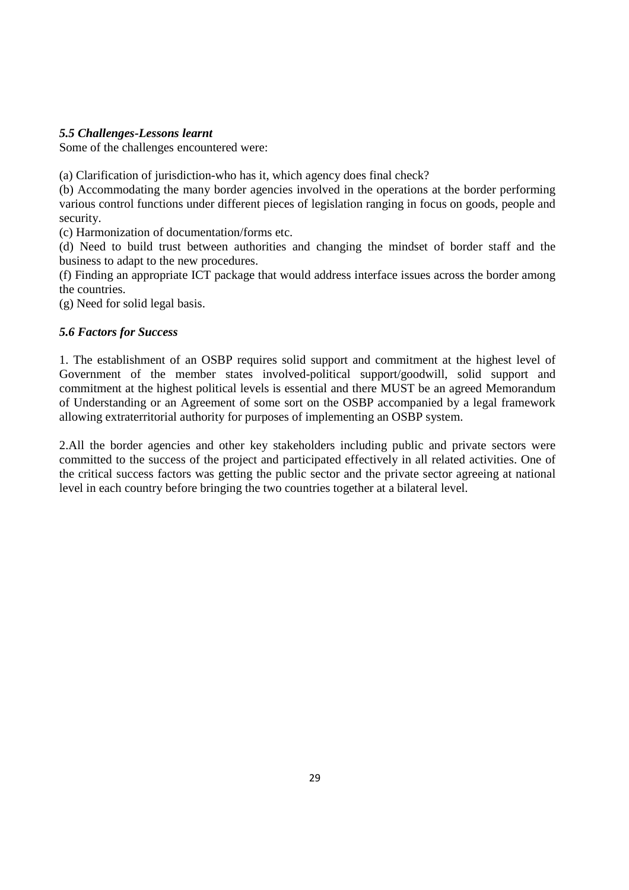### *5.5 Challenges-Lessons learnt*

Some of the challenges encountered were:

(a) Clarification of jurisdiction-who has it, which agency does final check?

(b) Accommodating the many border agencies involved in the operations at the border performing various control functions under different pieces of legislation ranging in focus on goods, people and security.

(c) Harmonization of documentation/forms etc.

(d) Need to build trust between authorities and changing the mindset of border staff and the business to adapt to the new procedures.

(f) Finding an appropriate ICT package that would address interface issues across the border among the countries.

(g) Need for solid legal basis.

### *5.6 Factors for Success*

1. The establishment of an OSBP requires solid support and commitment at the highest level of Government of the member states involved-political support/goodwill, solid support and commitment at the highest political levels is essential and there MUST be an agreed Memorandum of Understanding or an Agreement of some sort on the OSBP accompanied by a legal framework allowing extraterritorial authority for purposes of implementing an OSBP system.

2.All the border agencies and other key stakeholders including public and private sectors were committed to the success of the project and participated effectively in all related activities. One of the critical success factors was getting the public sector and the private sector agreeing at national level in each country before bringing the two countries together at a bilateral level.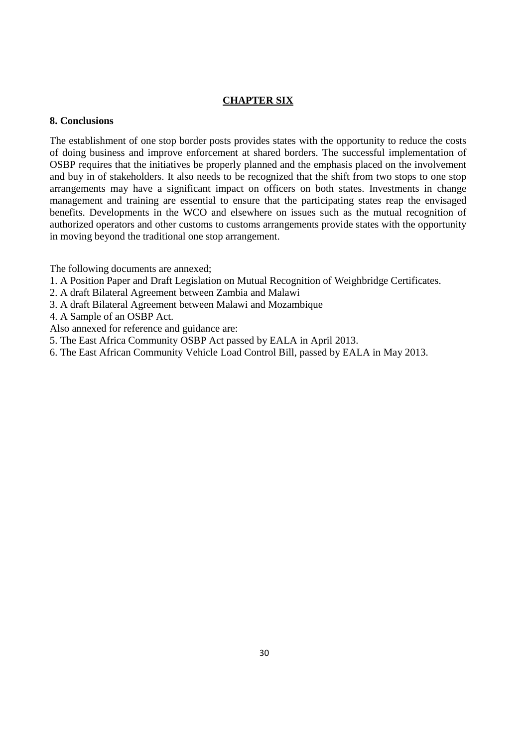## CHAPTER SIX

### 8. Conclusions

The establishment of one stop border posts provides states with the opportunity to reduce the costs of doing business and improve enforcement at shared borders. The successful implementation of OSBP requires that the initiatives be properly planned and the emphasis placed on the involvement and buy in of stakeholders. It also needs to be recognized that the shift from two stops to one stop arrangements may have a significant impact on officers on both states. Investments in change management and training are essential to ensure that the participating states reap the envisaged benefits. Developments in the WCO and elsewhere on issues such as the mutual recognition of authorized operators and other customs to customs arrangements provide states with the opportunity in moving beyond the traditional one stop arrangement.

The following documents are annexed;

1. A Position Paper and Draft Legislation on Mutual Recognition of Weighbridge Certificates.
2. A draft Bilateral Agreement between Zambia and Malawi
3. A draft Bilateral Agreement between Malawi and Mozambique
4. A Sample of an OSBP Act.

Also annexed for reference and guidance are:

5. The East Africa Community OSBP Act passed by EALA in April 2013.
6. The East African Community Vehicle Load Control Bill, passed by EALA in May 2013.